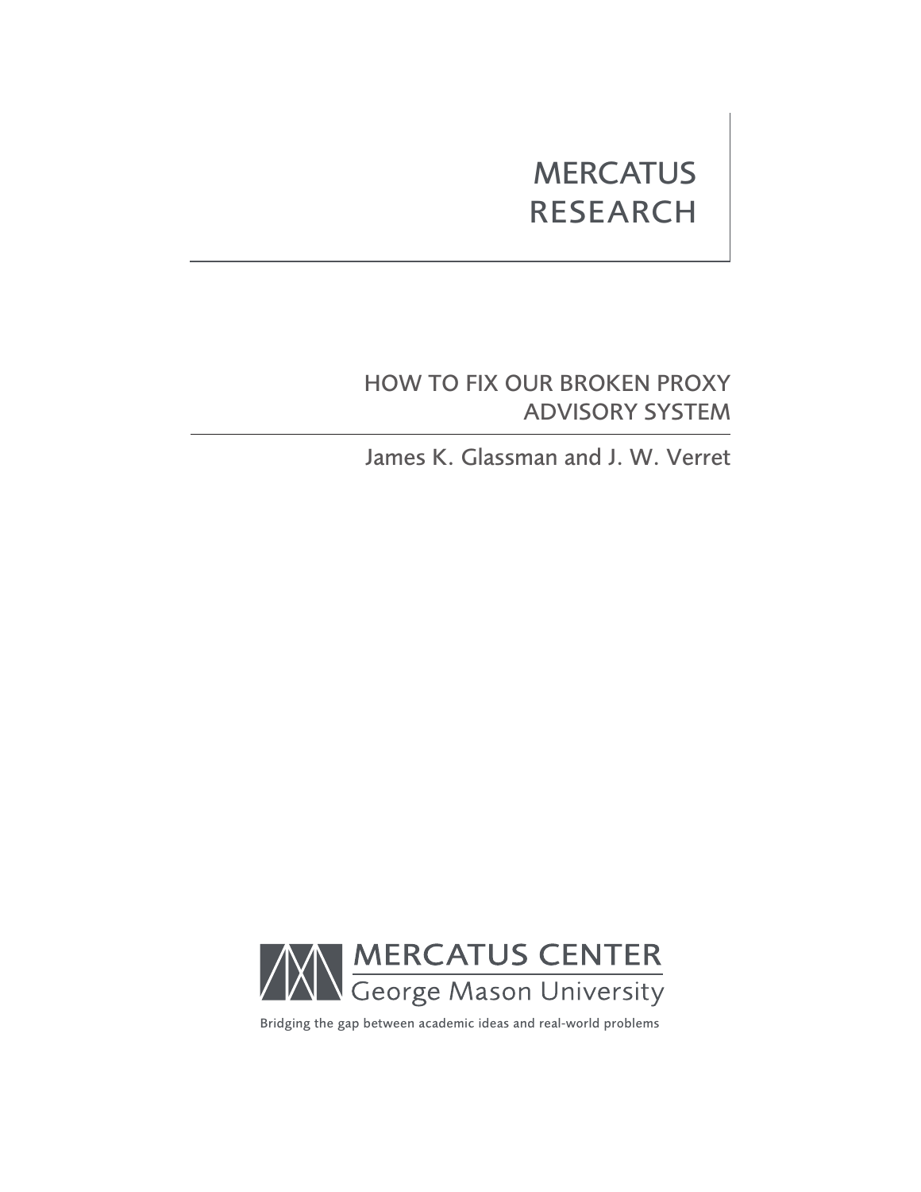MERCATUS RESEARCH

# HOW TO FIX OUR BROKEN PROXY ADVISORY SYSTEM

James K. Glassman and J. W. Verret

MERCATUS CENTER
George Mason University

Bridging the gap between academic ideas and real-world problems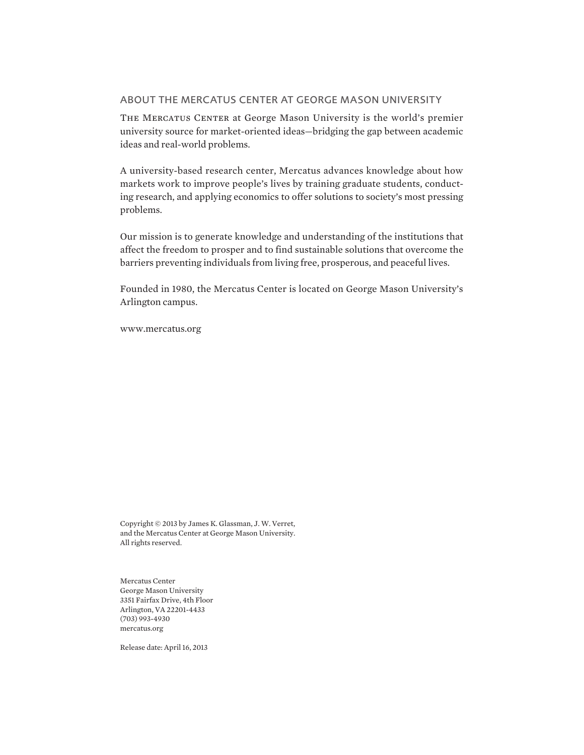## ABOUT THE MERCATUS CENTER AT GEORGE MASON UNIVERSITY

The Mercatus Center at George Mason University is the world's premier university source for market-oriented ideas—bridging the gap between academic ideas and real-world problems.

A university-based research center, Mercatus advances knowledge about how markets work to improve people's lives by training graduate students, conducting research, and applying economics to offer solutions to society's most pressing problems.

Our mission is to generate knowledge and understanding of the institutions that affect the freedom to prosper and to find sustainable solutions that overcome the barriers preventing individuals from living free, prosperous, and peaceful lives.

Founded in 1980, the Mercatus Center is located on George Mason University's Arlington campus.

www.mercatus.org

Copyright © 2013 by James K. Glassman, J. W. Verret, and the Mercatus Center at George Mason University. All rights reserved.

Mercatus Center
George Mason University
3351 Fairfax Drive, 4th Floor
Arlington, VA 22201-4433
(703) 993-4930
mercatus.org

Release date: April 16, 2013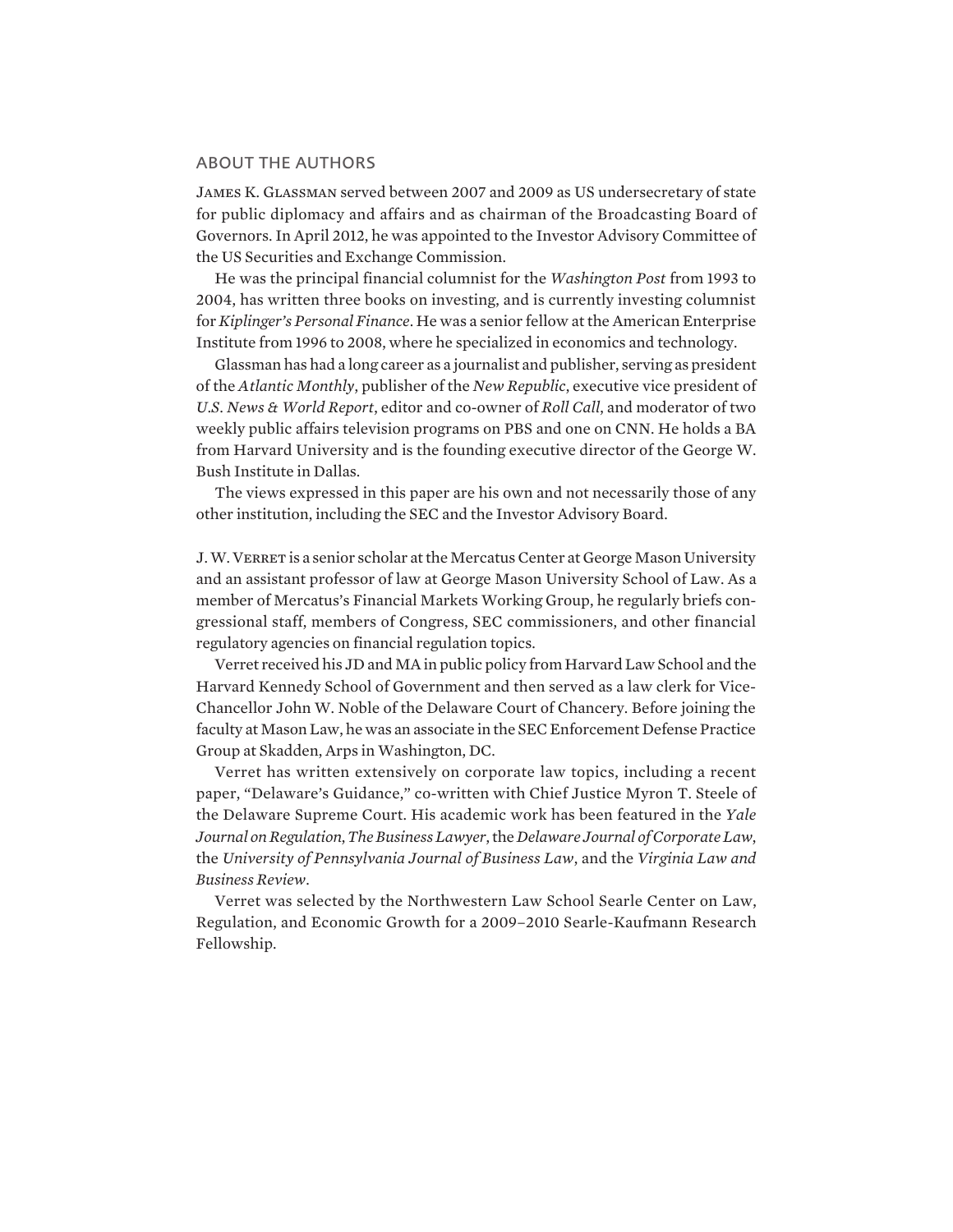## ABOUT THE AUTHORS

James K. Glassman served between 2007 and 2009 as US undersecretary of state for public diplomacy and affairs and as chairman of the Broadcasting Board of Governors. In April 2012, he was appointed to the Investor Advisory Committee of the US Securities and Exchange Commission.

He was the principal financial columnist for the *Washington Post* from 1993 to 2004, has written three books on investing, and is currently investing columnist for *Kiplinger's Personal Finance*. He was a senior fellow at the American Enterprise Institute from 1996 to 2008, where he specialized in economics and technology.

Glassman has had a long career as a journalist and publisher, serving as president of the *Atlantic Monthly*, publisher of the *New Republic*, executive vice president of *U.S. News & World Report*, editor and co-owner of *Roll Call*, and moderator of two weekly public affairs television programs on PBS and one on CNN. He holds a BA from Harvard University and is the founding executive director of the George W. Bush Institute in Dallas.

The views expressed in this paper are his own and not necessarily those of any other institution, including the SEC and the Investor Advisory Board.

J. W. Verret is a senior scholar at the Mercatus Center at George Mason University and an assistant professor of law at George Mason University School of Law. As a member of Mercatus's Financial Markets Working Group, he regularly briefs congressional staff, members of Congress, SEC commissioners, and other financial regulatory agencies on financial regulation topics.

Verret received his JD and MA in public policy from Harvard Law School and the Harvard Kennedy School of Government and then served as a law clerk for Vice-Chancellor John W. Noble of the Delaware Court of Chancery. Before joining the faculty at Mason Law, he was an associate in the SEC Enforcement Defense Practice Group at Skadden, Arps in Washington, DC.

Verret has written extensively on corporate law topics, including a recent paper, "Delaware's Guidance," co-written with Chief Justice Myron T. Steele of the Delaware Supreme Court. His academic work has been featured in the *Yale Journal on Regulation*, *The Business Lawyer*, the *Delaware Journal of Corporate Law*, the *University of Pennsylvania Journal of Business Law*, and the *Virginia Law and Business Review*.

Verret was selected by the Northwestern Law School Searle Center on Law, Regulation, and Economic Growth for a 2009–2010 Searle-Kaufmann Research Fellowship.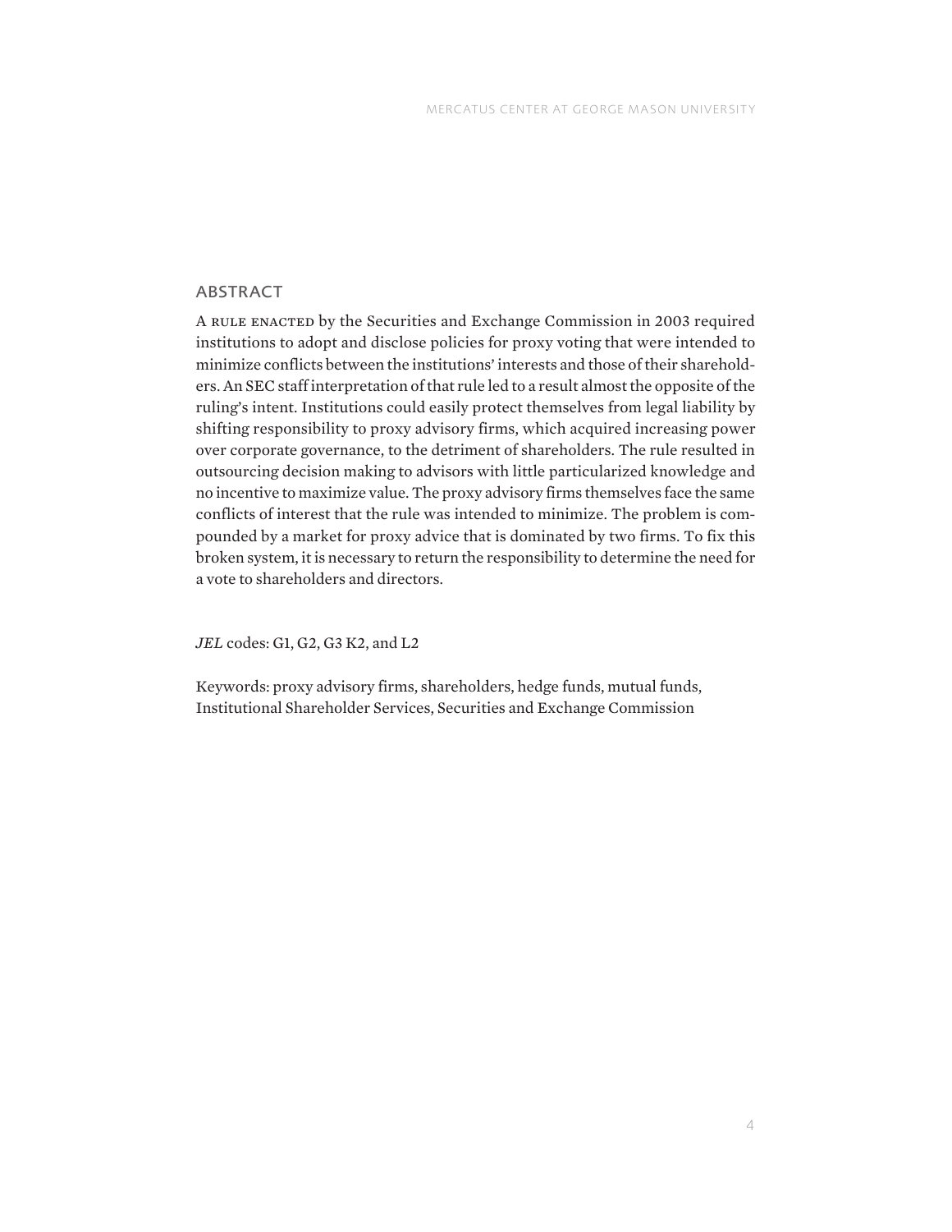## ABSTRACT

A RULE ENACTED by the Securities and Exchange Commission in 2003 required institutions to adopt and disclose policies for proxy voting that were intended to minimize conflicts between the institutions' interests and those of their shareholders. An SEC staff interpretation of that rule led to a result almost the opposite of the ruling's intent. Institutions could easily protect themselves from legal liability by shifting responsibility to proxy advisory firms, which acquired increasing power over corporate governance, to the detriment of shareholders. The rule resulted in outsourcing decision making to advisors with little particularized knowledge and no incentive to maximize value. The proxy advisory firms themselves face the same conflicts of interest that the rule was intended to minimize. The problem is compounded by a market for proxy advice that is dominated by two firms. To fix this broken system, it is necessary to return the responsibility to determine the need for a vote to shareholders and directors.

*JEL* codes: G1, G2, G3 K2, and L2

Keywords: proxy advisory firms, shareholders, hedge funds, mutual funds, Institutional Shareholder Services, Securities and Exchange Commission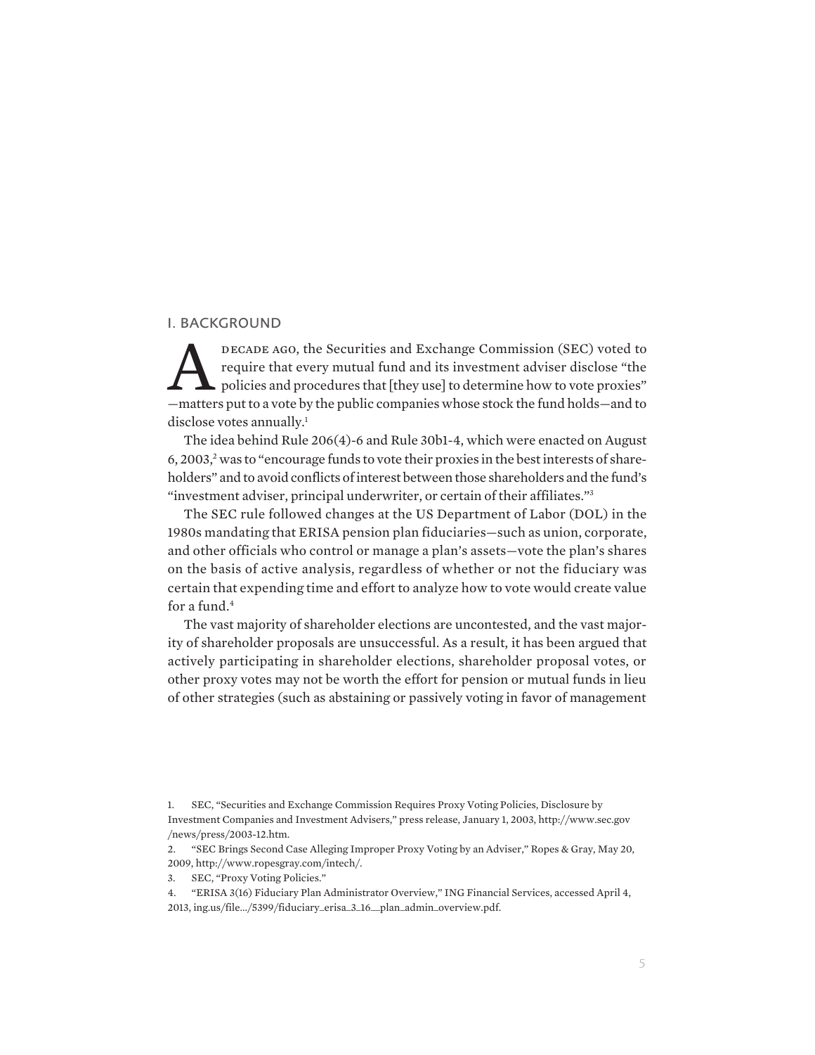## I. BACKGROUND

A DECADE AGO, the Securities and Exchange Commission (SEC) voted to require that every mutual fund and its investment adviser disclose "the policies and procedures that [they use] to determine how to vote proxies"—matters put to a vote by the public companies whose stock the fund holds—and to disclose votes annually.[1]

The idea behind Rule 206(4)-6 and Rule 30b1-4, which were enacted on August 6, 2003,[2] was to "encourage funds to vote their proxies in the best interests of shareholders" and to avoid conflicts of interest between those shareholders and the fund's "investment adviser, principal underwriter, or certain of their affiliates."[3]

The SEC rule followed changes at the US Department of Labor (DOL) in the 1980s mandating that ERISA pension plan fiduciaries—such as union, corporate, and other officials who control or manage a plan's assets—vote the plan's shares on the basis of active analysis, regardless of whether or not the fiduciary was certain that expending time and effort to analyze how to vote would create value for a fund.[4]

The vast majority of shareholder elections are uncontested, and the vast majority of shareholder proposals are unsuccessful. As a result, it has been argued that actively participating in shareholder elections, shareholder proposal votes, or other proxy votes may not be worth the effort for pension or mutual funds in lieu of other strategies (such as abstaining or passively voting in favor of management

1. SEC, "Securities and Exchange Commission Requires Proxy Voting Policies, Disclosure by Investment Companies and Investment Advisers," press release, January 1, 2003, http://www.sec.gov/news/press/2003-12.htm.

2. "SEC Brings Second Case Alleging Improper Proxy Voting by an Adviser," Ropes & Gray, May 20, 2009, http://www.ropesgray.com/intech/.

3. SEC, "Proxy Voting Policies."

4. "ERISA 3(16) Fiduciary Plan Administrator Overview," ING Financial Services, accessed April 4, 2013, ing.us/file.../5399/fiduciary_erisa_3_16__plan_admin_overview.pdf.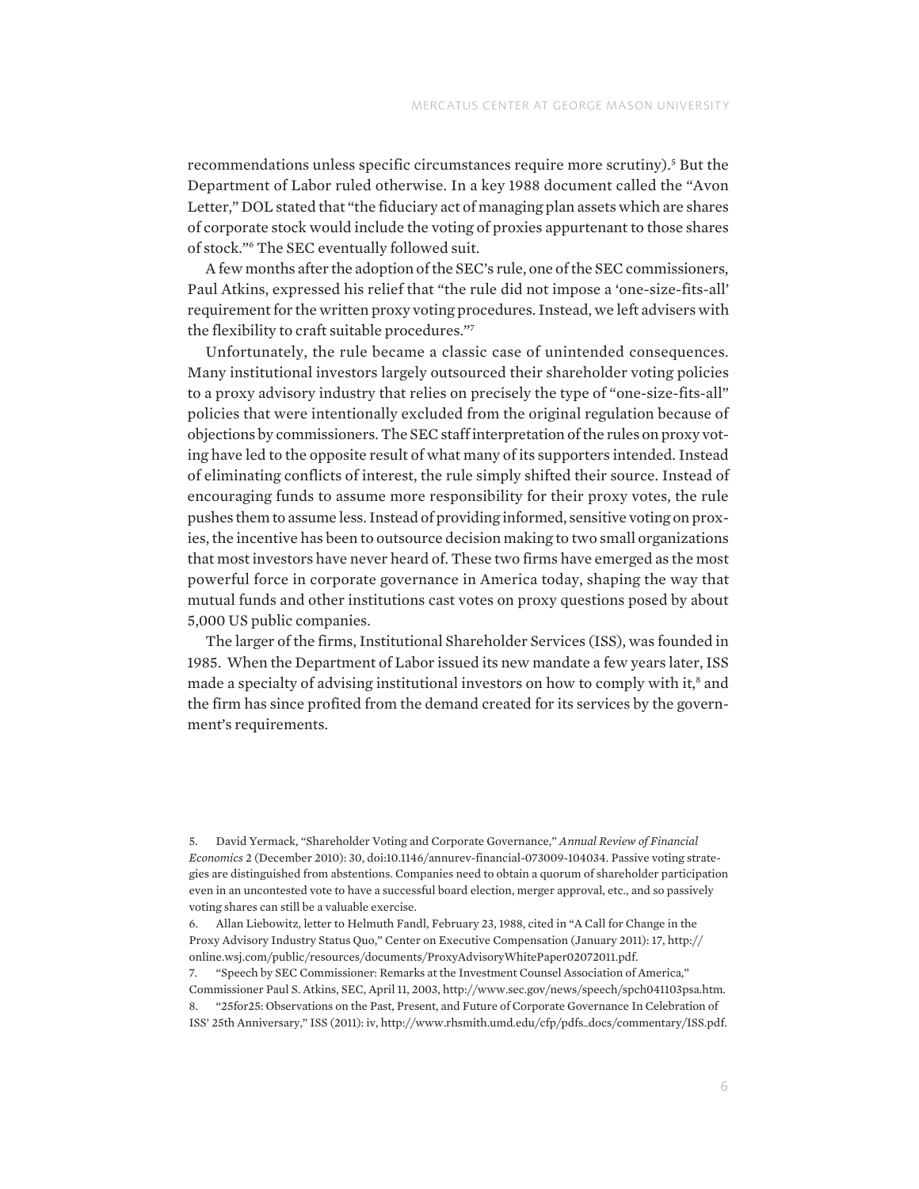recommendations unless specific circumstances require more scrutiny).[5] But the Department of Labor ruled otherwise. In a key 1988 document called the "Avon Letter," DOL stated that "the fiduciary act of managing plan assets which are shares of corporate stock would include the voting of proxies appurtenant to those shares of stock."[6] The SEC eventually followed suit.

A few months after the adoption of the SEC's rule, one of the SEC commissioners, Paul Atkins, expressed his relief that "the rule did not impose a 'one-size-fits-all' requirement for the written proxy voting procedures. Instead, we left advisers with the flexibility to craft suitable procedures."[7]

Unfortunately, the rule became a classic case of unintended consequences. Many institutional investors largely outsourced their shareholder voting policies to a proxy advisory industry that relies on precisely the type of "one-size-fits-all" policies that were intentionally excluded from the original regulation because of objections by commissioners. The SEC staff interpretation of the rules on proxy voting have led to the opposite result of what many of its supporters intended. Instead of eliminating conflicts of interest, the rule simply shifted their source. Instead of encouraging funds to assume more responsibility for their proxy votes, the rule pushes them to assume less. Instead of providing informed, sensitive voting on proxies, the incentive has been to outsource decision making to two small organizations that most investors have never heard of. These two firms have emerged as the most powerful force in corporate governance in America today, shaping the way that mutual funds and other institutions cast votes on proxy questions posed by about 5,000 US public companies.

The larger of the firms, Institutional Shareholder Services (ISS), was founded in 1985. When the Department of Labor issued its new mandate a few years later, ISS made a specialty of advising institutional investors on how to comply with it,[8] and the firm has since profited from the demand created for its services by the government's requirements.

5. David Yermack, "Shareholder Voting and Corporate Governance," *Annual Review of Financial Economics* 2 (December 2010): 30, doi:10.1146/annurev-financial-073009-104034. Passive voting strategies are distinguished from abstentions. Companies need to obtain a quorum of shareholder participation even in an uncontested vote to have a successful board election, merger approval, etc., and so passively voting shares can still be a valuable exercise.

6. Allan Liebowitz, letter to Helmuth Fandl, February 23, 1988, cited in "A Call for Change in the Proxy Advisory Industry Status Quo," Center on Executive Compensation (January 2011): 17, http://online.wsj.com/public/resources/documents/ProxyAdvisoryWhitePaper02072011.pdf.

7. "Speech by SEC Commissioner: Remarks at the Investment Counsel Association of America," Commissioner Paul S. Atkins, SEC, April 11, 2003, http://www.sec.gov/news/speech/spch041103psa.htm.

8. "25for25: Observations on the Past, Present, and Future of Corporate Governance In Celebration of ISS' 25th Anniversary," ISS (2011): iv, http://www.rhsmith.umd.edu/cfp/pdfs_docs/commentary/ISS.pdf.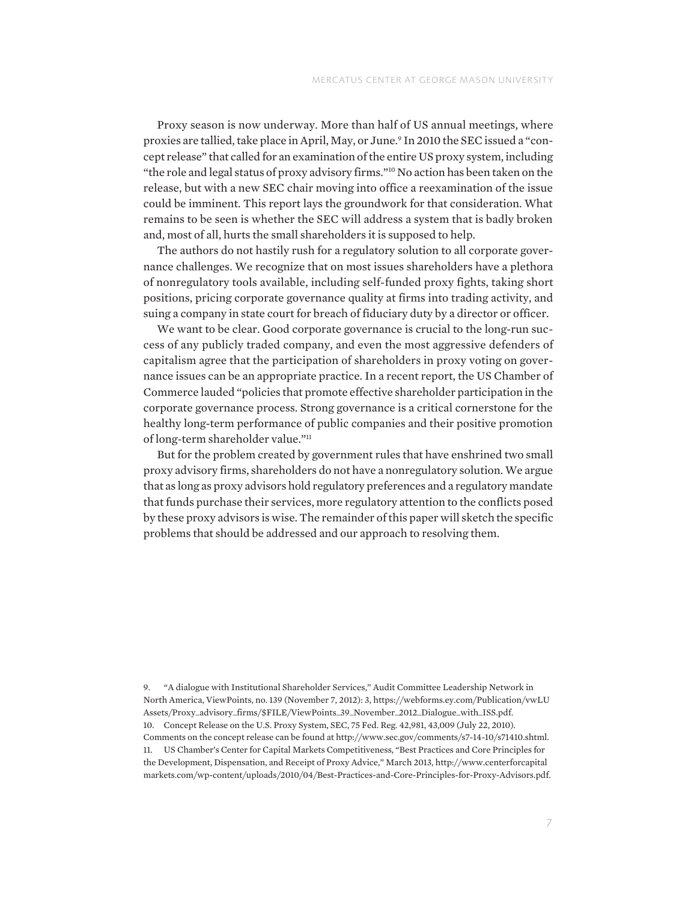Proxy season is now underway. More than half of US annual meetings, where proxies are tallied, take place in April, May, or June.[9] In 2010 the SEC issued a "concept release" that called for an examination of the entire US proxy system, including "the role and legal status of proxy advisory firms."[10] No action has been taken on the release, but with a new SEC chair moving into office a reexamination of the issue could be imminent. This report lays the groundwork for that consideration. What remains to be seen is whether the SEC will address a system that is badly broken and, most of all, hurts the small shareholders it is supposed to help.

The authors do not hastily rush for a regulatory solution to all corporate governance challenges. We recognize that on most issues shareholders have a plethora of nonregulatory tools available, including self-funded proxy fights, taking short positions, pricing corporate governance quality at firms into trading activity, and suing a company in state court for breach of fiduciary duty by a director or officer.

We want to be clear. Good corporate governance is crucial to the long-run success of any publicly traded company, and even the most aggressive defenders of capitalism agree that the participation of shareholders in proxy voting on governance issues can be an appropriate practice. In a recent report, the US Chamber of Commerce lauded "policies that promote effective shareholder participation in the corporate governance process. Strong governance is a critical cornerstone for the healthy long-term performance of public companies and their positive promotion of long-term shareholder value."[11]

But for the problem created by government rules that have enshrined two small proxy advisory firms, shareholders do not have a nonregulatory solution. We argue that as long as proxy advisors hold regulatory preferences and a regulatory mandate that funds purchase their services, more regulatory attention to the conflicts posed by these proxy advisors is wise. The remainder of this paper will sketch the specific problems that should be addressed and our approach to resolving them.

9. "A dialogue with Institutional Shareholder Services," Audit Committee Leadership Network in North America, ViewPoints, no. 139 (November 7, 2012): 3, https://webforms.ey.com/Publication/vwLUAssets/Proxy_advisory_firms/$FILE/ViewPoints_39_November_2012_Dialogue_with_ISS.pdf.

10. Concept Release on the U.S. Proxy System, SEC, 75 Fed. Reg. 42,981, 43,009 (July 22, 2010). Comments on the concept release can be found at http://www.sec.gov/comments/s7-14-10/s71410.shtml.

11. US Chamber's Center for Capital Markets Competitiveness, "Best Practices and Core Principles for the Development, Dispensation, and Receipt of Proxy Advice," March 2013, http://www.centerforcapitalmarkets.com/wp-content/uploads/2010/04/Best-Practices-and-Core-Principles-for-Proxy-Advisors.pdf.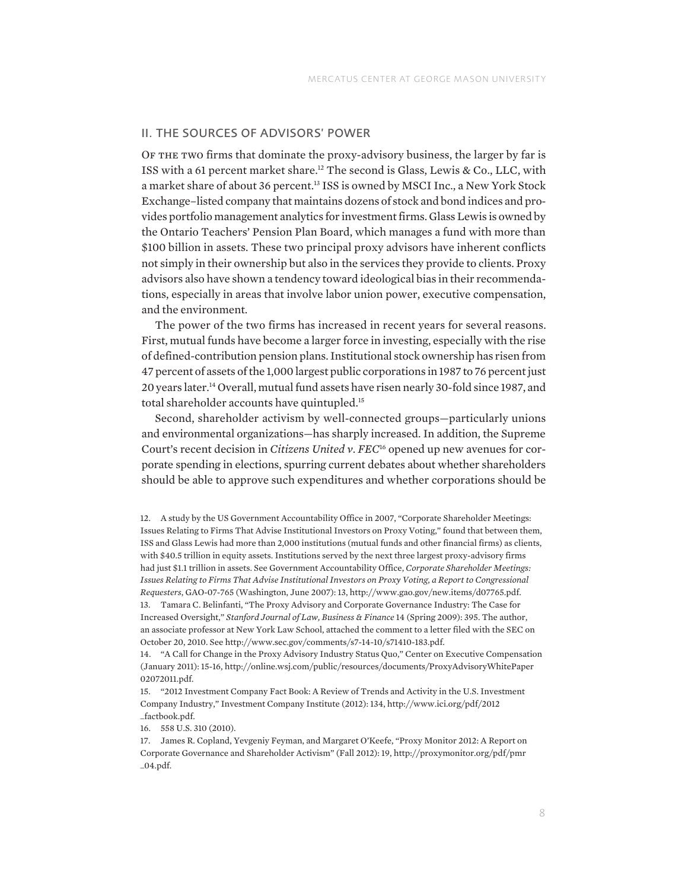## II. THE SOURCES OF ADVISORS' POWER

Of the two firms that dominate the proxy-advisory business, the larger by far is ISS with a 61 percent market share.[12] The second is Glass, Lewis & Co., LLC, with a market share of about 36 percent.[13] ISS is owned by MSCI Inc., a New York Stock Exchange–listed company that maintains dozens of stock and bond indices and provides portfolio management analytics for investment firms. Glass Lewis is owned by the Ontario Teachers' Pension Plan Board, which manages a fund with more than $100 billion in assets. These two principal proxy advisors have inherent conflicts not simply in their ownership but also in the services they provide to clients. Proxy advisors also have shown a tendency toward ideological bias in their recommendations, especially in areas that involve labor union power, executive compensation, and the environment.

The power of the two firms has increased in recent years for several reasons. First, mutual funds have become a larger force in investing, especially with the rise of defined-contribution pension plans. Institutional stock ownership has risen from 47 percent of assets of the 1,000 largest public corporations in 1987 to 76 percent just 20 years later.[14] Overall, mutual fund assets have risen nearly 30-fold since 1987, and total shareholder accounts have quintupled.[15]

Second, shareholder activism by well-connected groups—particularly unions and environmental organizations—has sharply increased. In addition, the Supreme Court's recent decision in *Citizens United v. FEC*[16] opened up new avenues for corporate spending in elections, spurring current debates about whether shareholders should be able to approve such expenditures and whether corporations should be

12. A study by the US Government Accountability Office in 2007, "Corporate Shareholder Meetings: Issues Relating to Firms That Advise Institutional Investors on Proxy Voting," found that between them, ISS and Glass Lewis had more than 2,000 institutions (mutual funds and other financial firms) as clients, with $40.5 trillion in equity assets. Institutions served by the next three largest proxy-advisory firms had just $1.1 trillion in assets. See Government Accountability Office, *Corporate Shareholder Meetings: Issues Relating to Firms That Advise Institutional Investors on Proxy Voting, a Report to Congressional Requesters*, GAO-07-765 (Washington, June 2007): 13, http://www.gao.gov/new.items/d07765.pdf.

13. Tamara C. Belinfanti, "The Proxy Advisory and Corporate Governance Industry: The Case for Increased Oversight," *Stanford Journal of Law, Business & Finance* 14 (Spring 2009): 395. The author, an associate professor at New York Law School, attached the comment to a letter filed with the SEC on October 20, 2010. See http://www.sec.gov/comments/s7-14-10/s71410-183.pdf.

14. "A Call for Change in the Proxy Advisory Industry Status Quo," Center on Executive Compensation (January 2011): 15-16, http://online.wsj.com/public/resources/documents/ProxyAdvisoryWhitePaper02072011.pdf.

15. "2012 Investment Company Fact Book: A Review of Trends and Activity in the U.S. Investment Company Industry," Investment Company Institute (2012): 134, http://www.ici.org/pdf/2012_factbook.pdf.

16. 558 U.S. 310 (2010).

17. James R. Copland, Yevgeniy Feyman, and Margaret O'Keefe, "Proxy Monitor 2012: A Report on Corporate Governance and Shareholder Activism" (Fall 2012): 19, http://proxymonitor.org/pdf/pmr_04.pdf.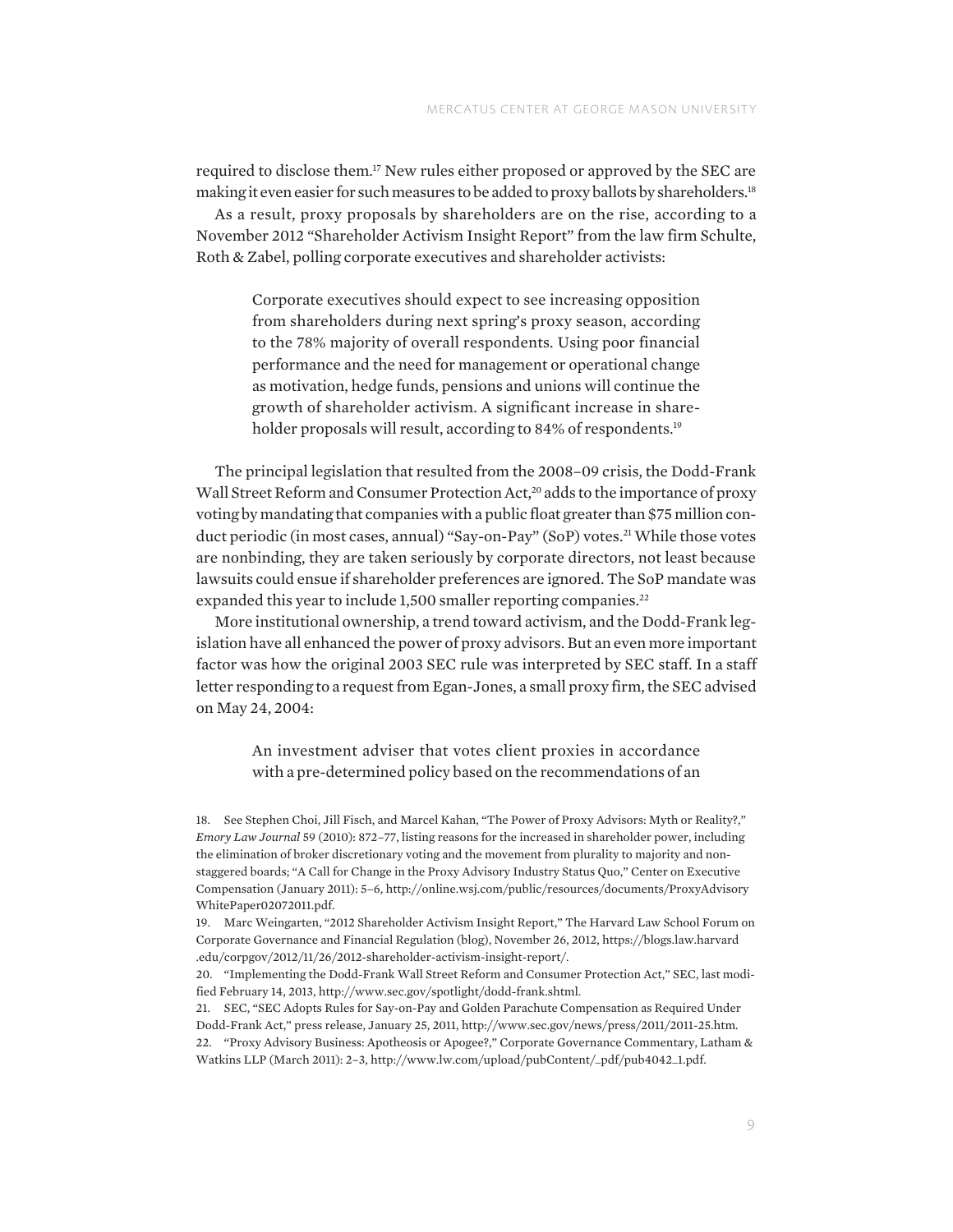required to disclose them.[17] New rules either proposed or approved by the SEC are making it even easier for such measures to be added to proxy ballots by shareholders.[18]

As a result, proxy proposals by shareholders are on the rise, according to a November 2012 "Shareholder Activism Insight Report" from the law firm Schulte, Roth & Zabel, polling corporate executives and shareholder activists:

> Corporate executives should expect to see increasing opposition from shareholders during next spring's proxy season, according to the 78% majority of overall respondents. Using poor financial performance and the need for management or operational change as motivation, hedge funds, pensions and unions will continue the growth of shareholder activism. A significant increase in shareholder proposals will result, according to 84% of respondents.[19]

The principal legislation that resulted from the 2008–09 crisis, the Dodd-Frank Wall Street Reform and Consumer Protection Act,[20] adds to the importance of proxy voting by mandating that companies with a public float greater than $75 million conduct periodic (in most cases, annual) "Say-on-Pay" (SoP) votes.[21] While those votes are nonbinding, they are taken seriously by corporate directors, not least because lawsuits could ensue if shareholder preferences are ignored. The SoP mandate was expanded this year to include 1,500 smaller reporting companies.[22]

More institutional ownership, a trend toward activism, and the Dodd-Frank legislation have all enhanced the power of proxy advisors. But an even more important factor was how the original 2003 SEC rule was interpreted by SEC staff. In a staff letter responding to a request from Egan-Jones, a small proxy firm, the SEC advised on May 24, 2004:

> An investment adviser that votes client proxies in accordance with a pre-determined policy based on the recommendations of an

18. See Stephen Choi, Jill Fisch, and Marcel Kahan, "The Power of Proxy Advisors: Myth or Reality?," *Emory Law Journal* 59 (2010): 872–77, listing reasons for the increased in shareholder power, including the elimination of broker discretionary voting and the movement from plurality to majority and non-staggered boards; "A Call for Change in the Proxy Advisory Industry Status Quo," Center on Executive Compensation (January 2011): 5–6, http://online.wsj.com/public/resources/documents/ProxyAdvisoryWhitePaper02072011.pdf.

19. Marc Weingarten, "2012 Shareholder Activism Insight Report," The Harvard Law School Forum on Corporate Governance and Financial Regulation (blog), November 26, 2012, https://blogs.law.harvard.edu/corpgov/2012/11/26/2012-shareholder-activism-insight-report/.

20. "Implementing the Dodd-Frank Wall Street Reform and Consumer Protection Act," SEC, last modified February 14, 2013, http://www.sec.gov/spotlight/dodd-frank.shtml.

21. SEC, "SEC Adopts Rules for Say-on-Pay and Golden Parachute Compensation as Required Under Dodd-Frank Act," press release, January 25, 2011, http://www.sec.gov/news/press/2011/2011-25.htm.

22. "Proxy Advisory Business: Apotheosis or Apogee?," Corporate Governance Commentary, Latham & Watkins LLP (March 2011): 2–3, http://www.lw.com/upload/pubContent/_pdf/pub4042_1.pdf.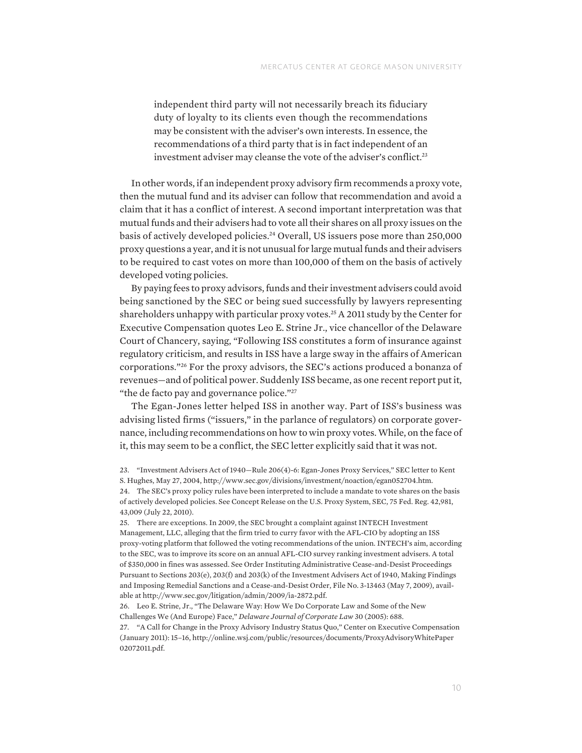> independent third party will not necessarily breach its fiduciary duty of loyalty to its clients even though the recommendations may be consistent with the adviser's own interests. In essence, the recommendations of a third party that is in fact independent of an investment adviser may cleanse the vote of the adviser's conflict.[23]

In other words, if an independent proxy advisory firm recommends a proxy vote, then the mutual fund and its adviser can follow that recommendation and avoid a claim that it has a conflict of interest. A second important interpretation was that mutual funds and their advisers had to vote all their shares on all proxy issues on the basis of actively developed policies.[24] Overall, US issuers pose more than 250,000 proxy questions a year, and it is not unusual for large mutual funds and their advisers to be required to cast votes on more than 100,000 of them on the basis of actively developed voting policies.

By paying fees to proxy advisors, funds and their investment advisers could avoid being sanctioned by the SEC or being sued successfully by lawyers representing shareholders unhappy with particular proxy votes.[25] A 2011 study by the Center for Executive Compensation quotes Leo E. Strine Jr., vice chancellor of the Delaware Court of Chancery, saying, "Following ISS constitutes a form of insurance against regulatory criticism, and results in ISS have a large sway in the affairs of American corporations."[26] For the proxy advisors, the SEC's actions produced a bonanza of revenues—and of political power. Suddenly ISS became, as one recent report put it, "the de facto pay and governance police."[27]

The Egan-Jones letter helped ISS in another way. Part of ISS's business was advising listed firms ("issuers," in the parlance of regulators) on corporate governance, including recommendations on how to win proxy votes. While, on the face of it, this may seem to be a conflict, the SEC letter explicitly said that it was not.

23. "Investment Advisers Act of 1940—Rule 206(4)-6: Egan-Jones Proxy Services," SEC letter to Kent S. Hughes, May 27, 2004, http://www.sec.gov/divisions/investment/noaction/egan052704.htm.

24. The SEC's proxy policy rules have been interpreted to include a mandate to vote shares on the basis of actively developed policies. See Concept Release on the U.S. Proxy System, SEC, 75 Fed. Reg. 42,981, 43,009 (July 22, 2010).

25. There are exceptions. In 2009, the SEC brought a complaint against INTECH Investment Management, LLC, alleging that the firm tried to curry favor with the AFL-CIO by adopting an ISS proxy-voting platform that followed the voting recommendations of the union. INTECH's aim, according to the SEC, was to improve its score on an annual AFL-CIO survey ranking investment advisers. A total of $350,000 in fines was assessed. See Order Instituting Administrative Cease-and-Desist Proceedings Pursuant to Sections 203(e), 203(f) and 203(k) of the Investment Advisers Act of 1940, Making Findings and Imposing Remedial Sanctions and a Cease-and-Desist Order, File No. 3-13463 (May 7, 2009), available at http://www.sec.gov/litigation/admin/2009/ia-2872.pdf.

26. Leo E. Strine, Jr., "The Delaware Way: How We Do Corporate Law and Some of the New Challenges We (And Europe) Face," *Delaware Journal of Corporate Law* 30 (2005): 688.

27. "A Call for Change in the Proxy Advisory Industry Status Quo," Center on Executive Compensation (January 2011): 15–16, http://online.wsj.com/public/resources/documents/ProxyAdvisoryWhitePaper02072011.pdf.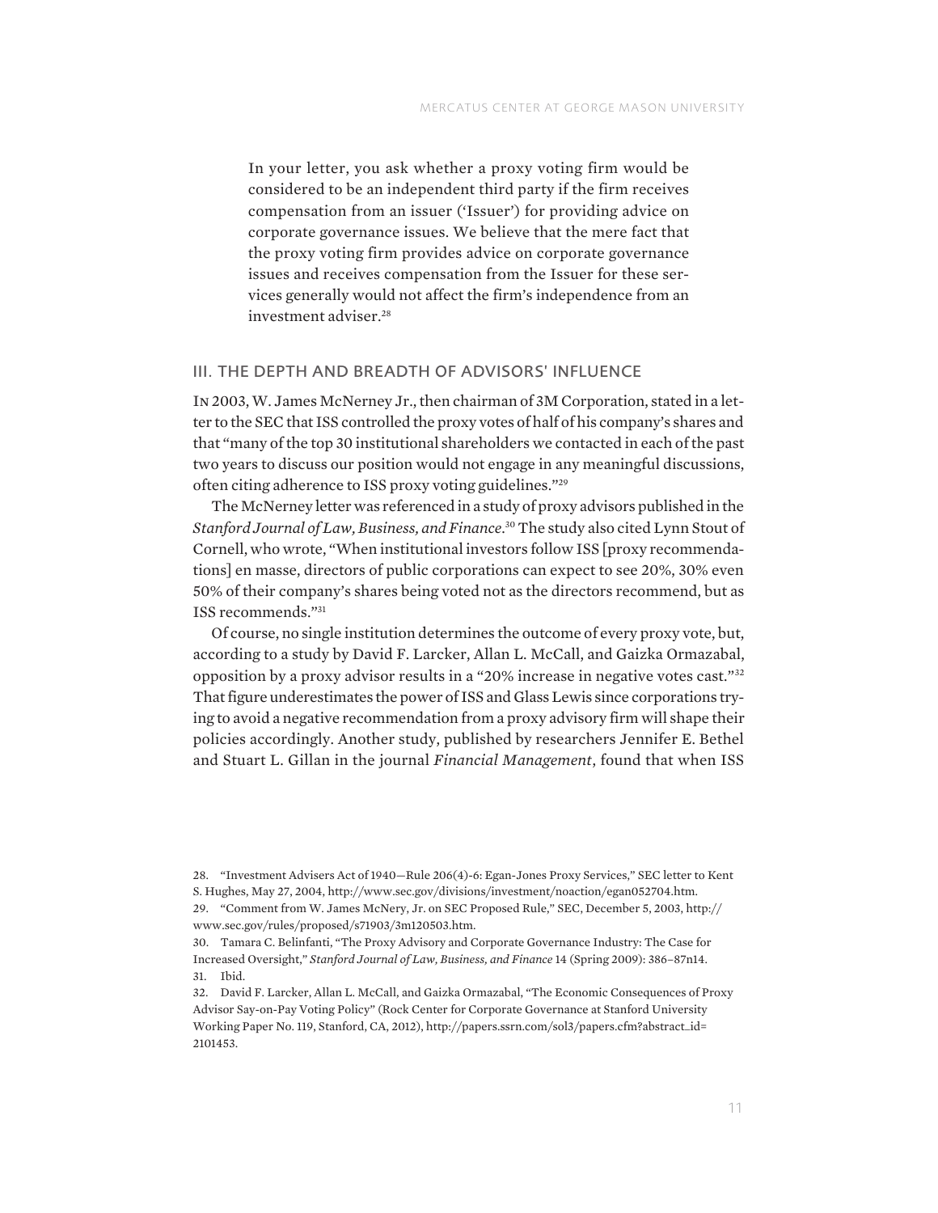> In your letter, you ask whether a proxy voting firm would be considered to be an independent third party if the firm receives compensation from an issuer ('Issuer') for providing advice on corporate governance issues. We believe that the mere fact that the proxy voting firm provides advice on corporate governance issues and receives compensation from the Issuer for these services generally would not affect the firm's independence from an investment adviser.[28]

## III. THE DEPTH AND BREADTH OF ADVISORS' INFLUENCE

In 2003, W. James McNerney Jr., then chairman of 3M Corporation, stated in a letter to the SEC that ISS controlled the proxy votes of half of his company's shares and that "many of the top 30 institutional shareholders we contacted in each of the past two years to discuss our position would not engage in any meaningful discussions, often citing adherence to ISS proxy voting guidelines."[29]

The McNerney letter was referenced in a study of proxy advisors published in the *Stanford Journal of Law, Business, and Finance*.[30] The study also cited Lynn Stout of Cornell, who wrote, "When institutional investors follow ISS [proxy recommendations] en masse, directors of public corporations can expect to see 20%, 30% even 50% of their company's shares being voted not as the directors recommend, but as ISS recommends."[31]

Of course, no single institution determines the outcome of every proxy vote, but, according to a study by David F. Larcker, Allan L. McCall, and Gaizka Ormazabal, opposition by a proxy advisor results in a "20% increase in negative votes cast."[32] That figure underestimates the power of ISS and Glass Lewis since corporations trying to avoid a negative recommendation from a proxy advisory firm will shape their policies accordingly. Another study, published by researchers Jennifer E. Bethel and Stuart L. Gillan in the journal *Financial Management*, found that when ISS

28. "Investment Advisers Act of 1940—Rule 206(4)-6: Egan-Jones Proxy Services," SEC letter to Kent S. Hughes, May 27, 2004, http://www.sec.gov/divisions/investment/noaction/egan052704.htm.

29. "Comment from W. James McNery, Jr. on SEC Proposed Rule," SEC, December 5, 2003, http://www.sec.gov/rules/proposed/s71903/3m120503.htm.

30. Tamara C. Belinfanti, "The Proxy Advisory and Corporate Governance Industry: The Case for Increased Oversight," *Stanford Journal of Law, Business, and Finance* 14 (Spring 2009): 386–87n14.

31. Ibid.

32. David F. Larcker, Allan L. McCall, and Gaizka Ormazabal, "The Economic Consequences of Proxy Advisor Say-on-Pay Voting Policy" (Rock Center for Corporate Governance at Stanford University Working Paper No. 119, Stanford, CA, 2012), http://papers.ssrn.com/sol3/papers.cfm?abstract_id=2101453.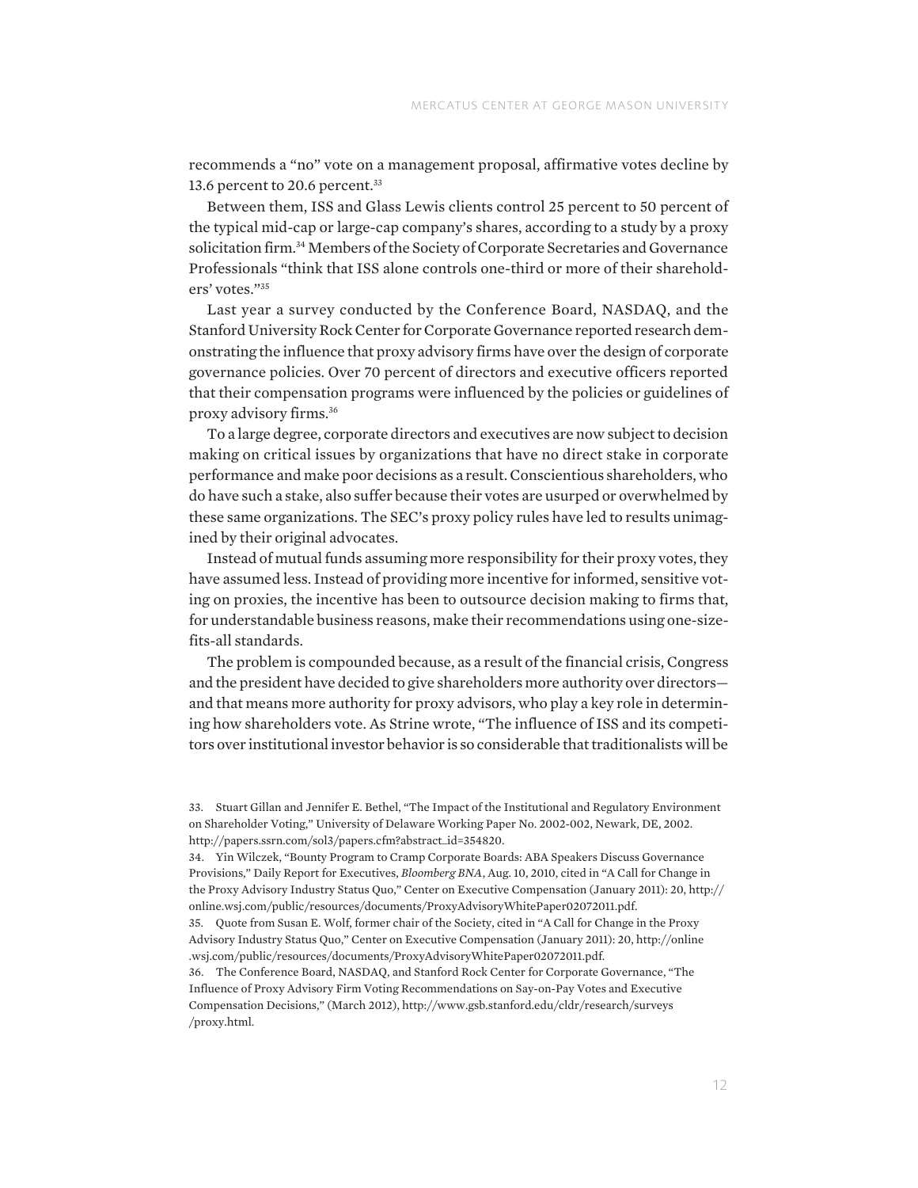recommends a "no" vote on a management proposal, affirmative votes decline by 13.6 percent to 20.6 percent.[33]

Between them, ISS and Glass Lewis clients control 25 percent to 50 percent of the typical mid-cap or large-cap company's shares, according to a study by a proxy solicitation firm.[34] Members of the Society of Corporate Secretaries and Governance Professionals "think that ISS alone controls one-third or more of their shareholders' votes."[35]

Last year a survey conducted by the Conference Board, NASDAQ, and the Stanford University Rock Center for Corporate Governance reported research demonstrating the influence that proxy advisory firms have over the design of corporate governance policies. Over 70 percent of directors and executive officers reported that their compensation programs were influenced by the policies or guidelines of proxy advisory firms.[36]

To a large degree, corporate directors and executives are now subject to decision making on critical issues by organizations that have no direct stake in corporate performance and make poor decisions as a result. Conscientious shareholders, who do have such a stake, also suffer because their votes are usurped or overwhelmed by these same organizations. The SEC's proxy policy rules have led to results unimagined by their original advocates.

Instead of mutual funds assuming more responsibility for their proxy votes, they have assumed less. Instead of providing more incentive for informed, sensitive voting on proxies, the incentive has been to outsource decision making to firms that, for understandable business reasons, make their recommendations using one-size-fits-all standards.

The problem is compounded because, as a result of the financial crisis, Congress and the president have decided to give shareholders more authority over directors—and that means more authority for proxy advisors, who play a key role in determining how shareholders vote. As Strine wrote, "The influence of ISS and its competitors over institutional investor behavior is so considerable that traditionalists will be

33. Stuart Gillan and Jennifer E. Bethel, "The Impact of the Institutional and Regulatory Environment on Shareholder Voting," University of Delaware Working Paper No. 2002-002, Newark, DE, 2002. http://papers.ssrn.com/sol3/papers.cfm?abstract_id=354820.

34. Yin Wilczek, "Bounty Program to Cramp Corporate Boards: ABA Speakers Discuss Governance Provisions," Daily Report for Executives, *Bloomberg BNA*, Aug. 10, 2010, cited in "A Call for Change in the Proxy Advisory Industry Status Quo," Center on Executive Compensation (January 2011): 20, http://online.wsj.com/public/resources/documents/ProxyAdvisoryWhitePaper02072011.pdf.

35. Quote from Susan E. Wolf, former chair of the Society, cited in "A Call for Change in the Proxy Advisory Industry Status Quo," Center on Executive Compensation (January 2011): 20, http://online.wsj.com/public/resources/documents/ProxyAdvisoryWhitePaper02072011.pdf.

36. The Conference Board, NASDAQ, and Stanford Rock Center for Corporate Governance, "The Influence of Proxy Advisory Firm Voting Recommendations on Say-on-Pay Votes and Executive Compensation Decisions," (March 2012), http://www.gsb.stanford.edu/cldr/research/surveys/proxy.html.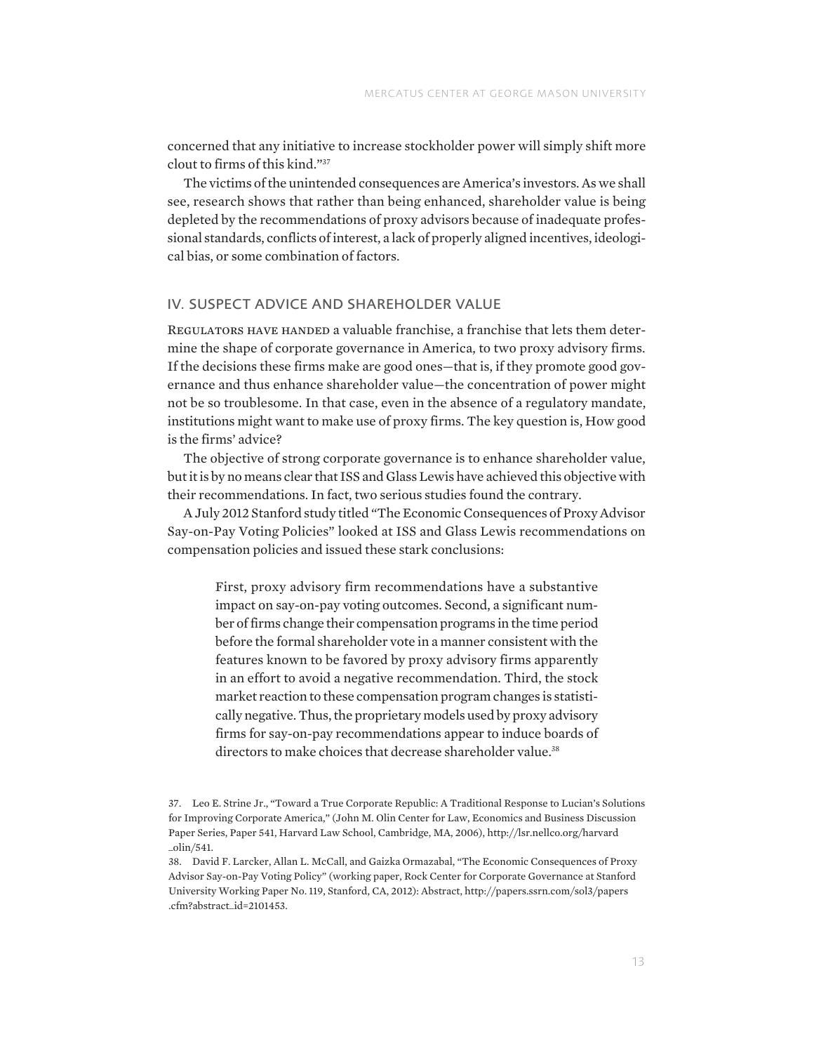concerned that any initiative to increase stockholder power will simply shift more clout to firms of this kind."[37]

The victims of the unintended consequences are America's investors. As we shall see, research shows that rather than being enhanced, shareholder value is being depleted by the recommendations of proxy advisors because of inadequate professional standards, conflicts of interest, a lack of properly aligned incentives, ideological bias, or some combination of factors.

## IV. SUSPECT ADVICE AND SHAREHOLDER VALUE

Regulators have handed a valuable franchise, a franchise that lets them determine the shape of corporate governance in America, to two proxy advisory firms. If the decisions these firms make are good ones—that is, if they promote good governance and thus enhance shareholder value—the concentration of power might not be so troublesome. In that case, even in the absence of a regulatory mandate, institutions might want to make use of proxy firms. The key question is, How good is the firms' advice?

The objective of strong corporate governance is to enhance shareholder value, but it is by no means clear that ISS and Glass Lewis have achieved this objective with their recommendations. In fact, two serious studies found the contrary.

A July 2012 Stanford study titled "The Economic Consequences of Proxy Advisor Say-on-Pay Voting Policies" looked at ISS and Glass Lewis recommendations on compensation policies and issued these stark conclusions:

> First, proxy advisory firm recommendations have a substantive impact on say-on-pay voting outcomes. Second, a significant number of firms change their compensation programs in the time period before the formal shareholder vote in a manner consistent with the features known to be favored by proxy advisory firms apparently in an effort to avoid a negative recommendation. Third, the stock market reaction to these compensation program changes is statistically negative. Thus, the proprietary models used by proxy advisory firms for say-on-pay recommendations appear to induce boards of directors to make choices that decrease shareholder value.[38]

37. Leo E. Strine Jr., "Toward a True Corporate Republic: A Traditional Response to Lucian's Solutions for Improving Corporate America," (John M. Olin Center for Law, Economics and Business Discussion Paper Series, Paper 541, Harvard Law School, Cambridge, MA, 2006), http://lsr.nellco.org/harvard_olin/541.

38. David F. Larcker, Allan L. McCall, and Gaizka Ormazabal, "The Economic Consequences of Proxy Advisor Say-on-Pay Voting Policy" (working paper, Rock Center for Corporate Governance at Stanford University Working Paper No. 119, Stanford, CA, 2012): Abstract, http://papers.ssrn.com/sol3/papers.cfm?abstract_id=2101453.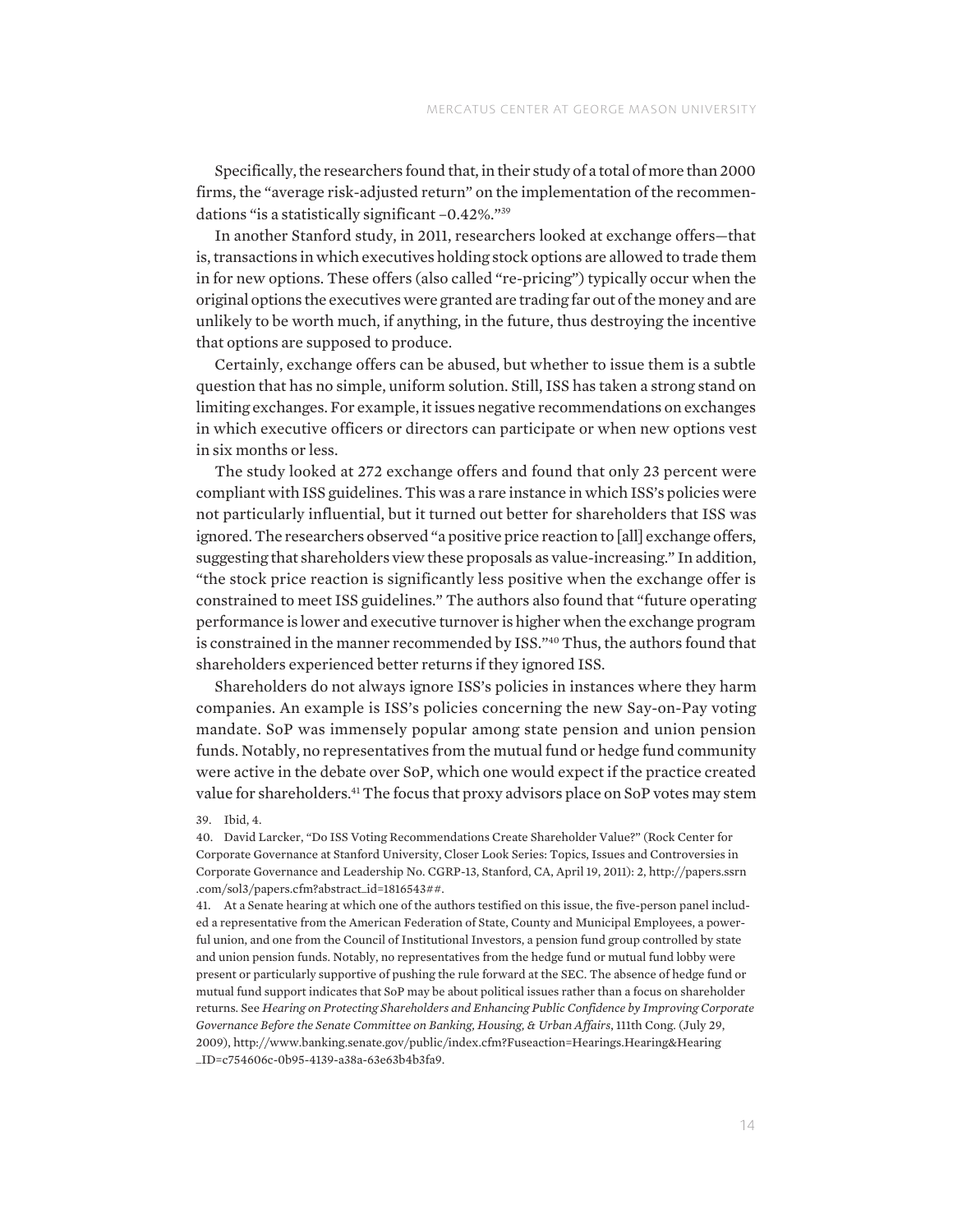Specifically, the researchers found that, in their study of a total of more than 2000 firms, the "average risk-adjusted return" on the implementation of the recommendations "is a statistically significant –0.42%."[39]

In another Stanford study, in 2011, researchers looked at exchange offers—that is, transactions in which executives holding stock options are allowed to trade them in for new options. These offers (also called "re-pricing") typically occur when the original options the executives were granted are trading far out of the money and are unlikely to be worth much, if anything, in the future, thus destroying the incentive that options are supposed to produce.

Certainly, exchange offers can be abused, but whether to issue them is a subtle question that has no simple, uniform solution. Still, ISS has taken a strong stand on limiting exchanges. For example, it issues negative recommendations on exchanges in which executive officers or directors can participate or when new options vest in six months or less.

The study looked at 272 exchange offers and found that only 23 percent were compliant with ISS guidelines. This was a rare instance in which ISS's policies were not particularly influential, but it turned out better for shareholders that ISS was ignored. The researchers observed "a positive price reaction to [all] exchange offers, suggesting that shareholders view these proposals as value-increasing." In addition, "the stock price reaction is significantly less positive when the exchange offer is constrained to meet ISS guidelines." The authors also found that "future operating performance is lower and executive turnover is higher when the exchange program is constrained in the manner recommended by ISS."[40] Thus, the authors found that shareholders experienced better returns if they ignored ISS.

Shareholders do not always ignore ISS's policies in instances where they harm companies. An example is ISS's policies concerning the new Say-on-Pay voting mandate. SoP was immensely popular among state pension and union pension funds. Notably, no representatives from the mutual fund or hedge fund community were active in the debate over SoP, which one would expect if the practice created value for shareholders.[41] The focus that proxy advisors place on SoP votes may stem

39. Ibid, 4.

40. David Larcker, "Do ISS Voting Recommendations Create Shareholder Value?" (Rock Center for Corporate Governance at Stanford University, Closer Look Series: Topics, Issues and Controversies in Corporate Governance and Leadership No. CGRP-13, Stanford, CA, April 19, 2011): 2, http://papers.ssrn.com/sol3/papers.cfm?abstract_id=1816543##.

41. At a Senate hearing at which one of the authors testified on this issue, the five-person panel included a representative from the American Federation of State, County and Municipal Employees, a powerful union, and one from the Council of Institutional Investors, a pension fund group controlled by state and union pension funds. Notably, no representatives from the hedge fund or mutual fund lobby were present or particularly supportive of pushing the rule forward at the SEC. The absence of hedge fund or mutual fund support indicates that SoP may be about political issues rather than a focus on shareholder returns. See *Hearing on Protecting Shareholders and Enhancing Public Confidence by Improving Corporate Governance Before the Senate Committee on Banking, Housing, & Urban Affairs*, 111th Cong. (July 29, 2009), http://www.banking.senate.gov/public/index.cfm?Fuseaction=Hearings.Hearing&Hearing_ID=c754606c-0b95-4139-a38a-63e63b4b3fa9.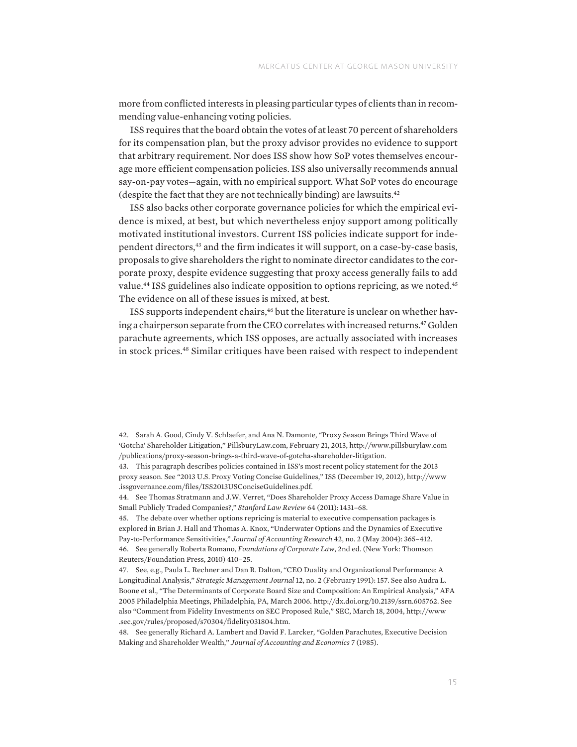more from conflicted interests in pleasing particular types of clients than in recommending value-enhancing voting policies.

ISS requires that the board obtain the votes of at least 70 percent of shareholders for its compensation plan, but the proxy advisor provides no evidence to support that arbitrary requirement. Nor does ISS show how SoP votes themselves encourage more efficient compensation policies. ISS also universally recommends annual say-on-pay votes—again, with no empirical support. What SoP votes do encourage (despite the fact that they are not technically binding) are lawsuits.[42]

ISS also backs other corporate governance policies for which the empirical evidence is mixed, at best, but which nevertheless enjoy support among politically motivated institutional investors. Current ISS policies indicate support for independent directors,[43] and the firm indicates it will support, on a case-by-case basis, proposals to give shareholders the right to nominate director candidates to the corporate proxy, despite evidence suggesting that proxy access generally fails to add value.[44] ISS guidelines also indicate opposition to options repricing, as we noted.[45] The evidence on all of these issues is mixed, at best.

ISS supports independent chairs,[46] but the literature is unclear on whether having a chairperson separate from the CEO correlates with increased returns.[47] Golden parachute agreements, which ISS opposes, are actually associated with increases in stock prices.[48] Similar critiques have been raised with respect to independent

42. Sarah A. Good, Cindy V. Schlaefer, and Ana N. Damonte, "Proxy Season Brings Third Wave of 'Gotcha' Shareholder Litigation," PillsburyLaw.com, February 21, 2013, http://www.pillsburylaw.com/publications/proxy-season-brings-a-third-wave-of-gotcha-shareholder-litigation.

43. This paragraph describes policies contained in ISS's most recent policy statement for the 2013 proxy season. See "2013 U.S. Proxy Voting Concise Guidelines," ISS (December 19, 2012), http://www.issgovernance.com/files/ISS2013USConciseGuidelines.pdf.

44. See Thomas Stratmann and J.W. Verret, "Does Shareholder Proxy Access Damage Share Value in Small Publicly Traded Companies?," *Stanford Law Review* 64 (2011): 1431–68.

45. The debate over whether options repricing is material to executive compensation packages is explored in Brian J. Hall and Thomas A. Knox, "Underwater Options and the Dynamics of Executive Pay-to-Performance Sensitivities," *Journal of Accounting Research* 42, no. 2 (May 2004): 365–412.

46. See generally Roberta Romano, *Foundations of Corporate Law*, 2nd ed. (New York: Thomson Reuters/Foundation Press, 2010) 410–25.

47. See, e.g., Paula L. Rechner and Dan R. Dalton, "CEO Duality and Organizational Performance: A Longitudinal Analysis," *Strategic Management Journal* 12, no. 2 (February 1991): 157. See also Audra L. Boone et al., "The Determinants of Corporate Board Size and Composition: An Empirical Analysis," AFA 2005 Philadelphia Meetings, Philadelphia, PA, March 2006. http://dx.doi.org/10.2139/ssrn.605762. See also "Comment from Fidelity Investments on SEC Proposed Rule," SEC, March 18, 2004, http://www.sec.gov/rules/proposed/s70304/fidelity031804.htm.

48. See generally Richard A. Lambert and David F. Larcker, "Golden Parachutes, Executive Decision Making and Shareholder Wealth," *Journal of Accounting and Economics* 7 (1985).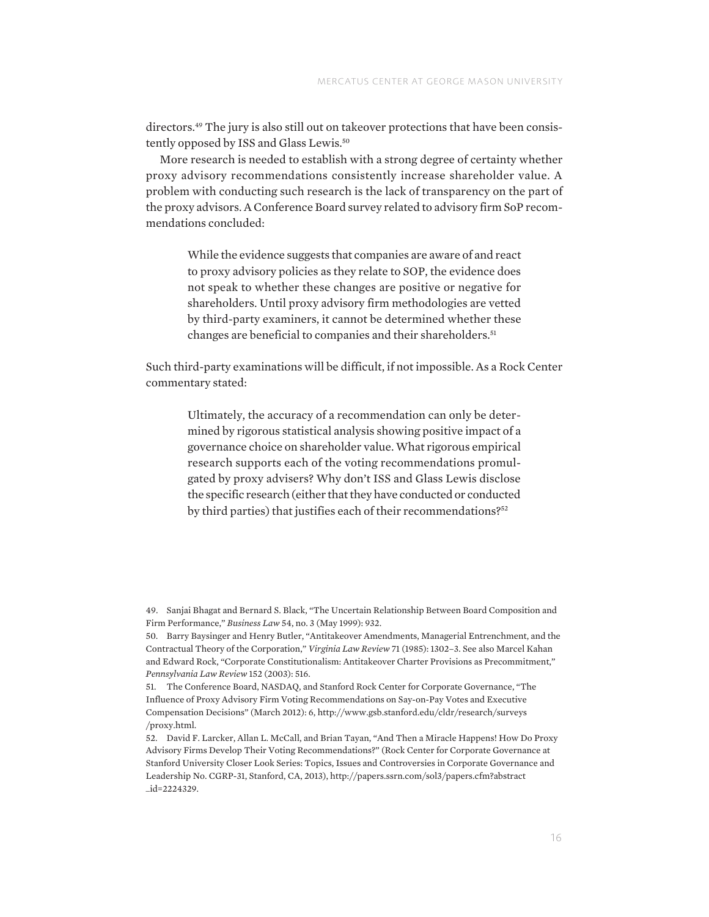directors.[49] The jury is also still out on takeover protections that have been consistently opposed by ISS and Glass Lewis.[50]

More research is needed to establish with a strong degree of certainty whether proxy advisory recommendations consistently increase shareholder value. A problem with conducting such research is the lack of transparency on the part of the proxy advisors. A Conference Board survey related to advisory firm SoP recommendations concluded:

> While the evidence suggests that companies are aware of and react to proxy advisory policies as they relate to SOP, the evidence does not speak to whether these changes are positive or negative for shareholders. Until proxy advisory firm methodologies are vetted by third-party examiners, it cannot be determined whether these changes are beneficial to companies and their shareholders.[51]

Such third-party examinations will be difficult, if not impossible. As a Rock Center commentary stated:

> Ultimately, the accuracy of a recommendation can only be determined by rigorous statistical analysis showing positive impact of a governance choice on shareholder value. What rigorous empirical research supports each of the voting recommendations promulgated by proxy advisers? Why don't ISS and Glass Lewis disclose the specific research (either that they have conducted or conducted by third parties) that justifies each of their recommendations?[52]

49. Sanjai Bhagat and Bernard S. Black, "The Uncertain Relationship Between Board Composition and Firm Performance," *Business Law* 54, no. 3 (May 1999): 932.

50. Barry Baysinger and Henry Butler, "Antitakeover Amendments, Managerial Entrenchment, and the Contractual Theory of the Corporation," *Virginia Law Review* 71 (1985): 1302–3. See also Marcel Kahan and Edward Rock, "Corporate Constitutionalism: Antitakeover Charter Provisions as Precommitment," *Pennsylvania Law Review* 152 (2003): 516.

51. The Conference Board, NASDAQ, and Stanford Rock Center for Corporate Governance, "The Influence of Proxy Advisory Firm Voting Recommendations on Say-on-Pay Votes and Executive Compensation Decisions" (March 2012): 6, http://www.gsb.stanford.edu/cldr/research/surveys/proxy.html.

52. David F. Larcker, Allan L. McCall, and Brian Tayan, "And Then a Miracle Happens! How Do Proxy Advisory Firms Develop Their Voting Recommendations?" (Rock Center for Corporate Governance at Stanford University Closer Look Series: Topics, Issues and Controversies in Corporate Governance and Leadership No. CGRP-31, Stanford, CA, 2013), http://papers.ssrn.com/sol3/papers.cfm?abstract_id=2224329.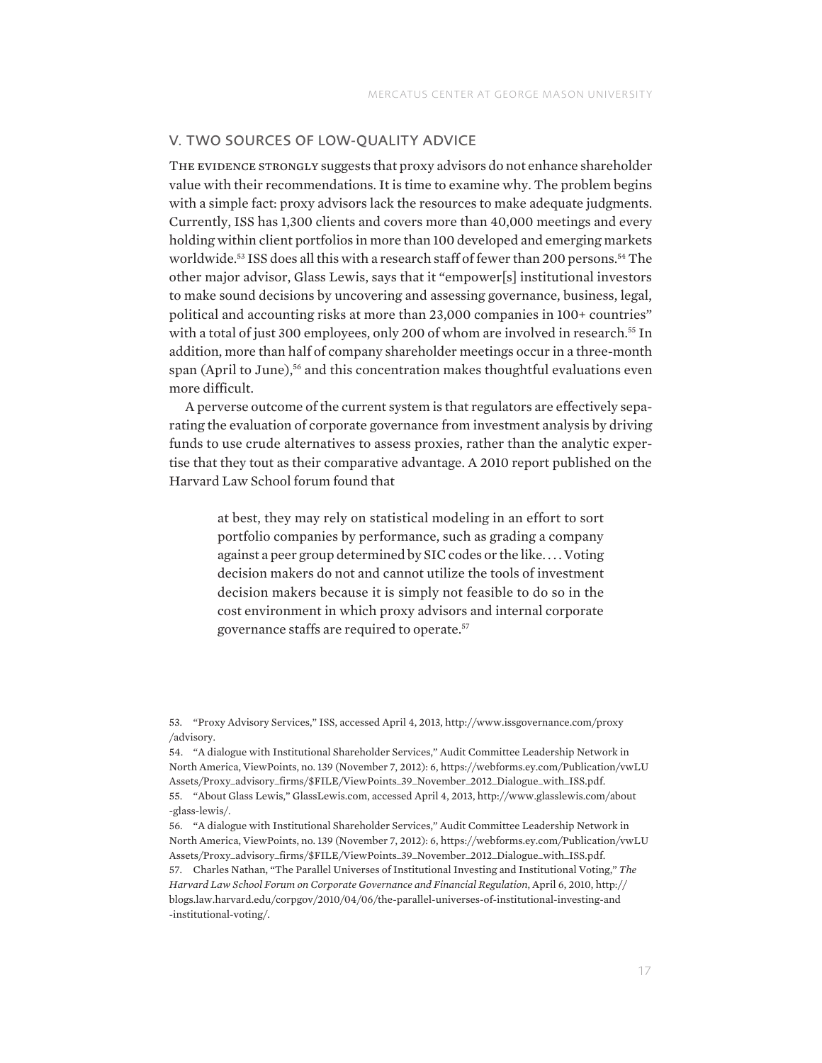## V. TWO SOURCES OF LOW-QUALITY ADVICE

The evidence strongly suggests that proxy advisors do not enhance shareholder value with their recommendations. It is time to examine why. The problem begins with a simple fact: proxy advisors lack the resources to make adequate judgments. Currently, ISS has 1,300 clients and covers more than 40,000 meetings and every holding within client portfolios in more than 100 developed and emerging markets worldwide.[53] ISS does all this with a research staff of fewer than 200 persons.[54] The other major advisor, Glass Lewis, says that it "empower[s] institutional investors to make sound decisions by uncovering and assessing governance, business, legal, political and accounting risks at more than 23,000 companies in 100+ countries" with a total of just 300 employees, only 200 of whom are involved in research.[55] In addition, more than half of company shareholder meetings occur in a three-month span (April to June),[56] and this concentration makes thoughtful evaluations even more difficult.

A perverse outcome of the current system is that regulators are effectively separating the evaluation of corporate governance from investment analysis by driving funds to use crude alternatives to assess proxies, rather than the analytic expertise that they tout as their comparative advantage. A 2010 report published on the Harvard Law School forum found that

> at best, they may rely on statistical modeling in an effort to sort portfolio companies by performance, such as grading a company against a peer group determined by SIC codes or the like. . . . Voting decision makers do not and cannot utilize the tools of investment decision makers because it is simply not feasible to do so in the cost environment in which proxy advisors and internal corporate governance staffs are required to operate.[57]

53. "Proxy Advisory Services," ISS, accessed April 4, 2013, http://www.issgovernance.com/proxy/advisory.

54. "A dialogue with Institutional Shareholder Services," Audit Committee Leadership Network in North America, ViewPoints, no. 139 (November 7, 2012): 6, https://webforms.ey.com/Publication/vwLUAssets/Proxy_advisory_firms/$FILE/ViewPoints_39_November_2012_Dialogue_with_ISS.pdf.

55. "About Glass Lewis," GlassLewis.com, accessed April 4, 2013, http://www.glasslewis.com/about-glass-lewis/.

56. "A dialogue with Institutional Shareholder Services," Audit Committee Leadership Network in North America, ViewPoints, no. 139 (November 7, 2012): 6, https://webforms.ey.com/Publication/vwLUAssets/Proxy_advisory_firms/$FILE/ViewPoints_39_November_2012_Dialogue_with_ISS.pdf.

57. Charles Nathan, "The Parallel Universes of Institutional Investing and Institutional Voting," *The Harvard Law School Forum on Corporate Governance and Financial Regulation*, April 6, 2010, http://blogs.law.harvard.edu/corpgov/2010/04/06/the-parallel-universes-of-institutional-investing-and-institutional-voting/.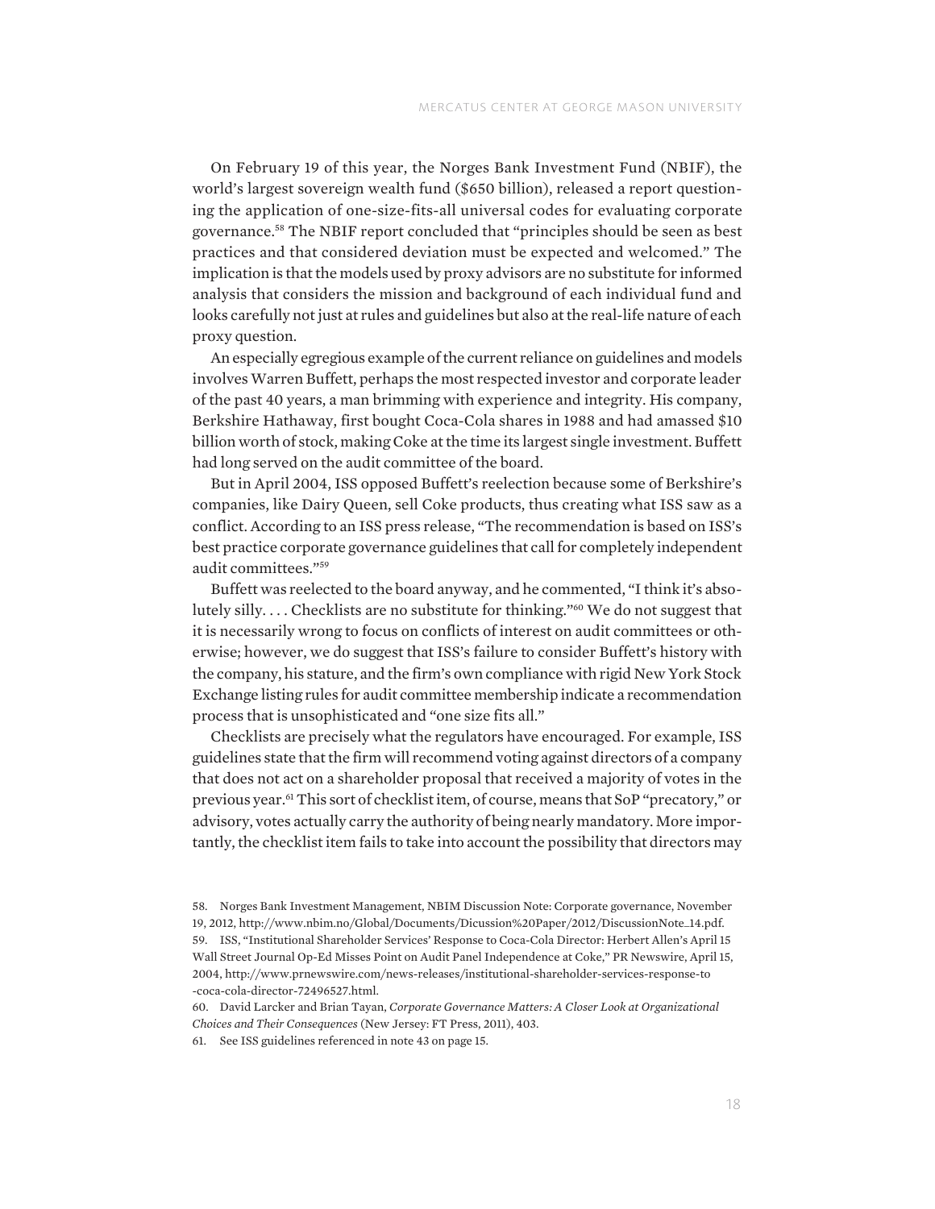On February 19 of this year, the Norges Bank Investment Fund (NBIF), the world's largest sovereign wealth fund ($650 billion), released a report questioning the application of one-size-fits-all universal codes for evaluating corporate governance.[58] The NBIF report concluded that "principles should be seen as best practices and that considered deviation must be expected and welcomed." The implication is that the models used by proxy advisors are no substitute for informed analysis that considers the mission and background of each individual fund and looks carefully not just at rules and guidelines but also at the real-life nature of each proxy question.

An especially egregious example of the current reliance on guidelines and models involves Warren Buffett, perhaps the most respected investor and corporate leader of the past 40 years, a man brimming with experience and integrity. His company, Berkshire Hathaway, first bought Coca-Cola shares in 1988 and had amassed $10 billion worth of stock, making Coke at the time its largest single investment. Buffett had long served on the audit committee of the board.

But in April 2004, ISS opposed Buffett's reelection because some of Berkshire's companies, like Dairy Queen, sell Coke products, thus creating what ISS saw as a conflict. According to an ISS press release, "The recommendation is based on ISS's best practice corporate governance guidelines that call for completely independent audit committees."[59]

Buffett was reelected to the board anyway, and he commented, "I think it's absolutely silly. . . . Checklists are no substitute for thinking."[60] We do not suggest that it is necessarily wrong to focus on conflicts of interest on audit committees or otherwise; however, we do suggest that ISS's failure to consider Buffett's history with the company, his stature, and the firm's own compliance with rigid New York Stock Exchange listing rules for audit committee membership indicate a recommendation process that is unsophisticated and "one size fits all."

Checklists are precisely what the regulators have encouraged. For example, ISS guidelines state that the firm will recommend voting against directors of a company that does not act on a shareholder proposal that received a majority of votes in the previous year.[61] This sort of checklist item, of course, means that SoP "precatory," or advisory, votes actually carry the authority of being nearly mandatory. More importantly, the checklist item fails to take into account the possibility that directors may

58. Norges Bank Investment Management, NBIM Discussion Note: Corporate governance, November 19, 2012, http://www.nbim.no/Global/Documents/Dicussion%20Paper/2012/DiscussionNote_14.pdf.

59. ISS, "Institutional Shareholder Services' Response to Coca-Cola Director: Herbert Allen's April 15 Wall Street Journal Op-Ed Misses Point on Audit Panel Independence at Coke," PR Newswire, April 15, 2004, http://www.prnewswire.com/news-releases/institutional-shareholder-services-response-to-coca-cola-director-72496527.html.

60. David Larcker and Brian Tayan, *Corporate Governance Matters: A Closer Look at Organizational Choices and Their Consequences* (New Jersey: FT Press, 2011), 403.

61. See ISS guidelines referenced in note 43 on page 15.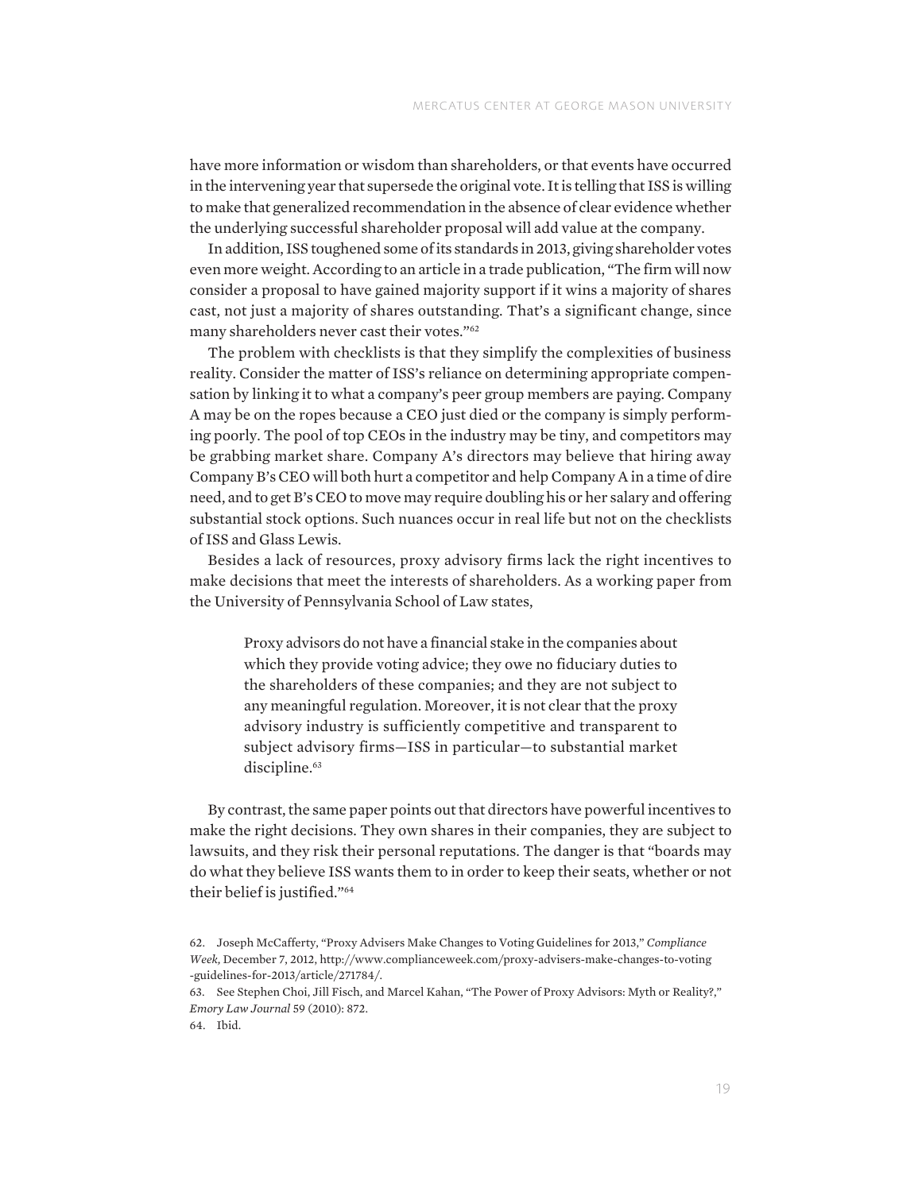have more information or wisdom than shareholders, or that events have occurred in the intervening year that supersede the original vote. It is telling that ISS is willing to make that generalized recommendation in the absence of clear evidence whether the underlying successful shareholder proposal will add value at the company.

In addition, ISS toughened some of its standards in 2013, giving shareholder votes even more weight. According to an article in a trade publication, "The firm will now consider a proposal to have gained majority support if it wins a majority of shares cast, not just a majority of shares outstanding. That's a significant change, since many shareholders never cast their votes."[62]

The problem with checklists is that they simplify the complexities of business reality. Consider the matter of ISS's reliance on determining appropriate compensation by linking it to what a company's peer group members are paying. Company A may be on the ropes because a CEO just died or the company is simply performing poorly. The pool of top CEOs in the industry may be tiny, and competitors may be grabbing market share. Company A's directors may believe that hiring away Company B's CEO will both hurt a competitor and help Company A in a time of dire need, and to get B's CEO to move may require doubling his or her salary and offering substantial stock options. Such nuances occur in real life but not on the checklists of ISS and Glass Lewis.

Besides a lack of resources, proxy advisory firms lack the right incentives to make decisions that meet the interests of shareholders. As a working paper from the University of Pennsylvania School of Law states,

> Proxy advisors do not have a financial stake in the companies about which they provide voting advice; they owe no fiduciary duties to the shareholders of these companies; and they are not subject to any meaningful regulation. Moreover, it is not clear that the proxy advisory industry is sufficiently competitive and transparent to subject advisory firms—ISS in particular—to substantial market discipline.[63]

By contrast, the same paper points out that directors have powerful incentives to make the right decisions. They own shares in their companies, they are subject to lawsuits, and they risk their personal reputations. The danger is that "boards may do what they believe ISS wants them to in order to keep their seats, whether or not their belief is justified."[64]

62. Joseph McCafferty, "Proxy Advisers Make Changes to Voting Guidelines for 2013," *Compliance Week*, December 7, 2012, http://www.complianceweek.com/proxy-advisers-make-changes-to-voting-guidelines-for-2013/article/271784/.

63. See Stephen Choi, Jill Fisch, and Marcel Kahan, "The Power of Proxy Advisors: Myth or Reality?," *Emory Law Journal* 59 (2010): 872.

64. Ibid.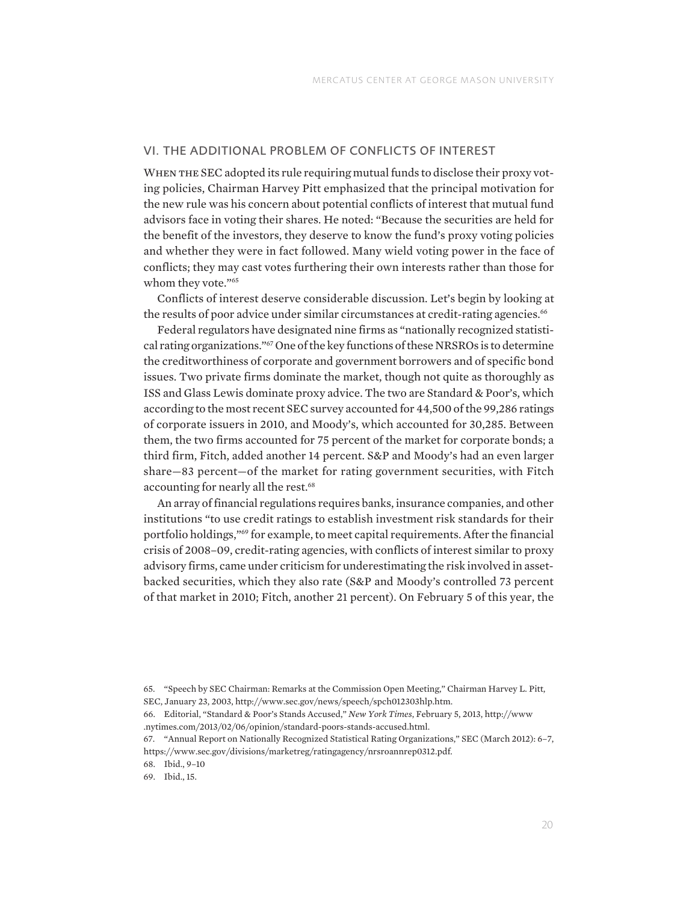## VI. THE ADDITIONAL PROBLEM OF CONFLICTS OF INTEREST

When the SEC adopted its rule requiring mutual funds to disclose their proxy voting policies, Chairman Harvey Pitt emphasized that the principal motivation for the new rule was his concern about potential conflicts of interest that mutual fund advisors face in voting their shares. He noted: "Because the securities are held for the benefit of the investors, they deserve to know the fund's proxy voting policies and whether they were in fact followed. Many wield voting power in the face of conflicts; they may cast votes furthering their own interests rather than those for whom they vote."[65]

Conflicts of interest deserve considerable discussion. Let's begin by looking at the results of poor advice under similar circumstances at credit-rating agencies.[66]

Federal regulators have designated nine firms as "nationally recognized statistical rating organizations."[67] One of the key functions of these NRSROs is to determine the creditworthiness of corporate and government borrowers and of specific bond issues. Two private firms dominate the market, though not quite as thoroughly as ISS and Glass Lewis dominate proxy advice. The two are Standard & Poor's, which according to the most recent SEC survey accounted for 44,500 of the 99,286 ratings of corporate issuers in 2010, and Moody's, which accounted for 30,285. Between them, the two firms accounted for 75 percent of the market for corporate bonds; a third firm, Fitch, added another 14 percent. S&P and Moody's had an even larger share—83 percent—of the market for rating government securities, with Fitch accounting for nearly all the rest.[68]

An array of financial regulations requires banks, insurance companies, and other institutions "to use credit ratings to establish investment risk standards for their portfolio holdings,"[69] for example, to meet capital requirements. After the financial crisis of 2008–09, credit-rating agencies, with conflicts of interest similar to proxy advisory firms, came under criticism for underestimating the risk involved in asset-backed securities, which they also rate (S&P and Moody's controlled 73 percent of that market in 2010; Fitch, another 21 percent). On February 5 of this year, the

---

65. "Speech by SEC Chairman: Remarks at the Commission Open Meeting," Chairman Harvey L. Pitt, SEC, January 23, 2003, http://www.sec.gov/news/speech/spch012303hlp.htm.

66. Editorial, "Standard & Poor's Stands Accused," *New York Times*, February 5, 2013, http://www.nytimes.com/2013/02/06/opinion/standard-poors-stands-accused.html.

67. "Annual Report on Nationally Recognized Statistical Rating Organizations," SEC (March 2012): 6–7, https://www.sec.gov/divisions/marketreg/ratingagency/nrsroannrep0312.pdf.

68. Ibid., 9–10

69. Ibid., 15.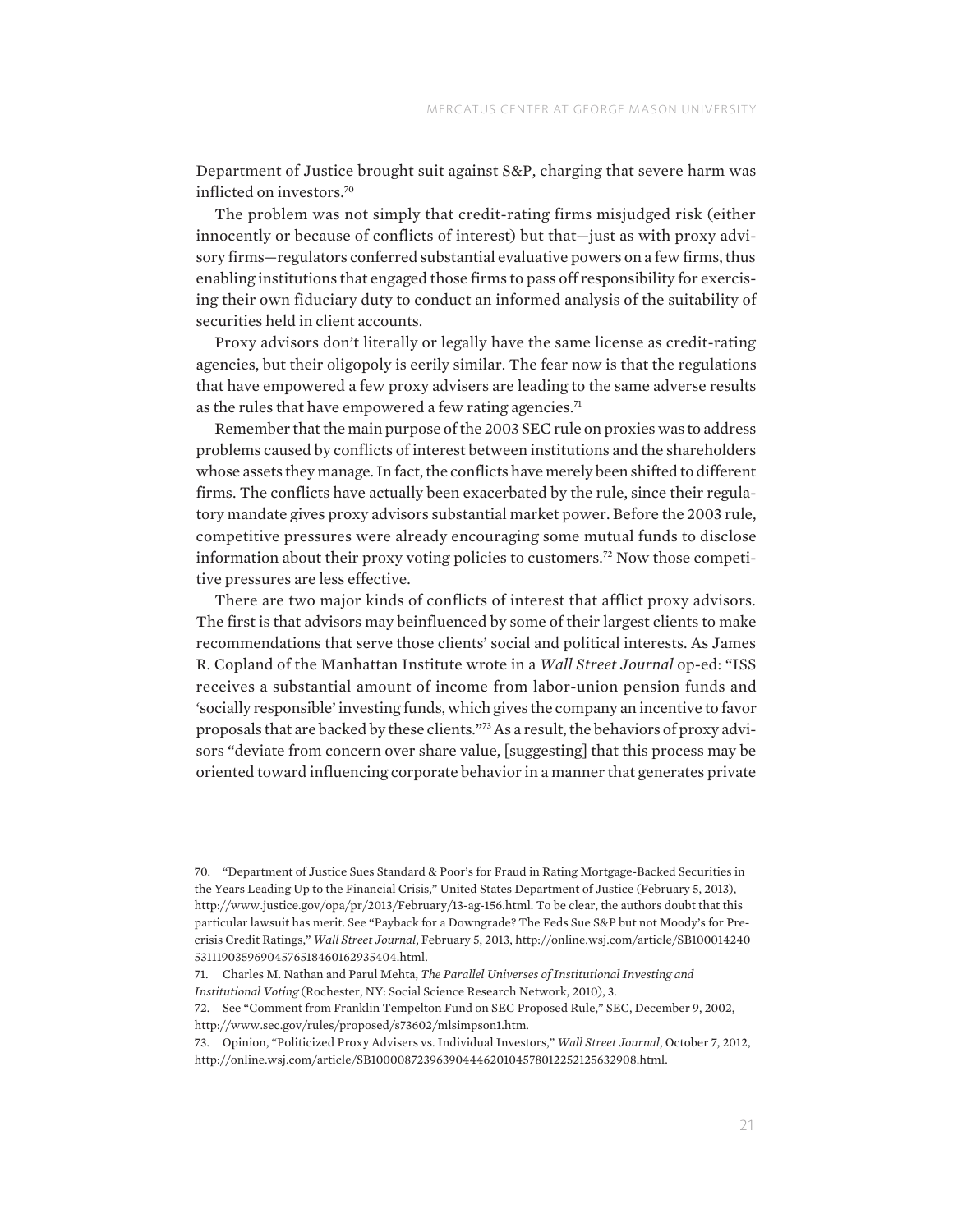Department of Justice brought suit against S&P, charging that severe harm was inflicted on investors.[70]

The problem was not simply that credit-rating firms misjudged risk (either innocently or because of conflicts of interest) but that—just as with proxy advisory firms—regulators conferred substantial evaluative powers on a few firms, thus enabling institutions that engaged those firms to pass off responsibility for exercising their own fiduciary duty to conduct an informed analysis of the suitability of securities held in client accounts.

Proxy advisors don't literally or legally have the same license as credit-rating agencies, but their oligopoly is eerily similar. The fear now is that the regulations that have empowered a few proxy advisers are leading to the same adverse results as the rules that have empowered a few rating agencies.[71]

Remember that the main purpose of the 2003 SEC rule on proxies was to address problems caused by conflicts of interest between institutions and the shareholders whose assets they manage. In fact, the conflicts have merely been shifted to different firms. The conflicts have actually been exacerbated by the rule, since their regulatory mandate gives proxy advisors substantial market power. Before the 2003 rule, competitive pressures were already encouraging some mutual funds to disclose information about their proxy voting policies to customers.[72] Now those competitive pressures are less effective.

There are two major kinds of conflicts of interest that afflict proxy advisors. The first is that advisors may beinfluenced by some of their largest clients to make recommendations that serve those clients' social and political interests. As James R. Copland of the Manhattan Institute wrote in a *Wall Street Journal* op-ed: "ISS receives a substantial amount of income from labor-union pension funds and 'socially responsible' investing funds, which gives the company an incentive to favor proposals that are backed by these clients."[73] As a result, the behaviors of proxy advisors "deviate from concern over share value, [suggesting] that this process may be oriented toward influencing corporate behavior in a manner that generates private

70. "Department of Justice Sues Standard & Poor's for Fraud in Rating Mortgage-Backed Securities in the Years Leading Up to the Financial Crisis," United States Department of Justice (February 5, 2013), http://www.justice.gov/opa/pr/2013/February/13-ag-156.html. To be clear, the authors doubt that this particular lawsuit has merit. See "Payback for a Downgrade? The Feds Sue S&P but not Moody's for Precrisis Credit Ratings," *Wall Street Journal*, February 5, 2013, http://online.wsj.com/article/SB10001424053111903596904576518460162935404.html.

71. Charles M. Nathan and Parul Mehta, *The Parallel Universes of Institutional Investing and Institutional Voting* (Rochester, NY: Social Science Research Network, 2010), 3.

72. See "Comment from Franklin Tempelton Fund on SEC Proposed Rule," SEC, December 9, 2002, http://www.sec.gov/rules/proposed/s73602/mlsimpson1.htm.

73. Opinion, "Politicized Proxy Advisers vs. Individual Investors," *Wall Street Journal*, October 7, 2012, http://online.wsj.com/article/SB10000872396390444620104578012252125632908.html.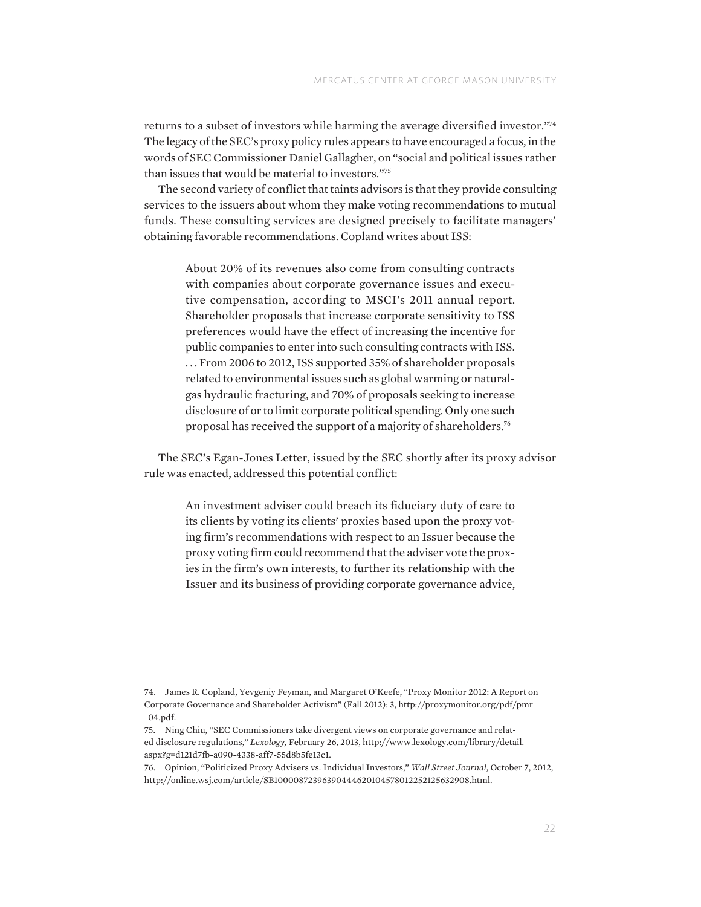returns to a subset of investors while harming the average diversified investor."[74] The legacy of the SEC's proxy policy rules appears to have encouraged a focus, in the words of SEC Commissioner Daniel Gallagher, on "social and political issues rather than issues that would be material to investors."[75]

The second variety of conflict that taints advisors is that they provide consulting services to the issuers about whom they make voting recommendations to mutual funds. These consulting services are designed precisely to facilitate managers' obtaining favorable recommendations. Copland writes about ISS:

> About 20% of its revenues also come from consulting contracts with companies about corporate governance issues and executive compensation, according to MSCI's 2011 annual report. Shareholder proposals that increase corporate sensitivity to ISS preferences would have the effect of increasing the incentive for public companies to enter into such consulting contracts with ISS. . . . From 2006 to 2012, ISS supported 35% of shareholder proposals related to environmental issues such as global warming or natural-gas hydraulic fracturing, and 70% of proposals seeking to increase disclosure of or to limit corporate political spending. Only one such proposal has received the support of a majority of shareholders.[76]

The SEC's Egan-Jones Letter, issued by the SEC shortly after its proxy advisor rule was enacted, addressed this potential conflict:

> An investment adviser could breach its fiduciary duty of care to its clients by voting its clients' proxies based upon the proxy voting firm's recommendations with respect to an Issuer because the proxy voting firm could recommend that the adviser vote the proxies in the firm's own interests, to further its relationship with the Issuer and its business of providing corporate governance advice,

74. James R. Copland, Yevgeniy Feyman, and Margaret O'Keefe, "Proxy Monitor 2012: A Report on Corporate Governance and Shareholder Activism" (Fall 2012): 3, http://proxymonitor.org/pdf/pmr_04.pdf.

75. Ning Chiu, "SEC Commissioners take divergent views on corporate governance and related disclosure regulations," *Lexology*, February 26, 2013, http://www.lexology.com/library/detail.aspx?g=d121d7fb-a090-4338-aff7-55d8b5fe13c1.

76. Opinion, "Politicized Proxy Advisers vs. Individual Investors," *Wall Street Journal*, October 7, 2012, http://online.wsj.com/article/SB10000872396390444620104578012252125632908.html.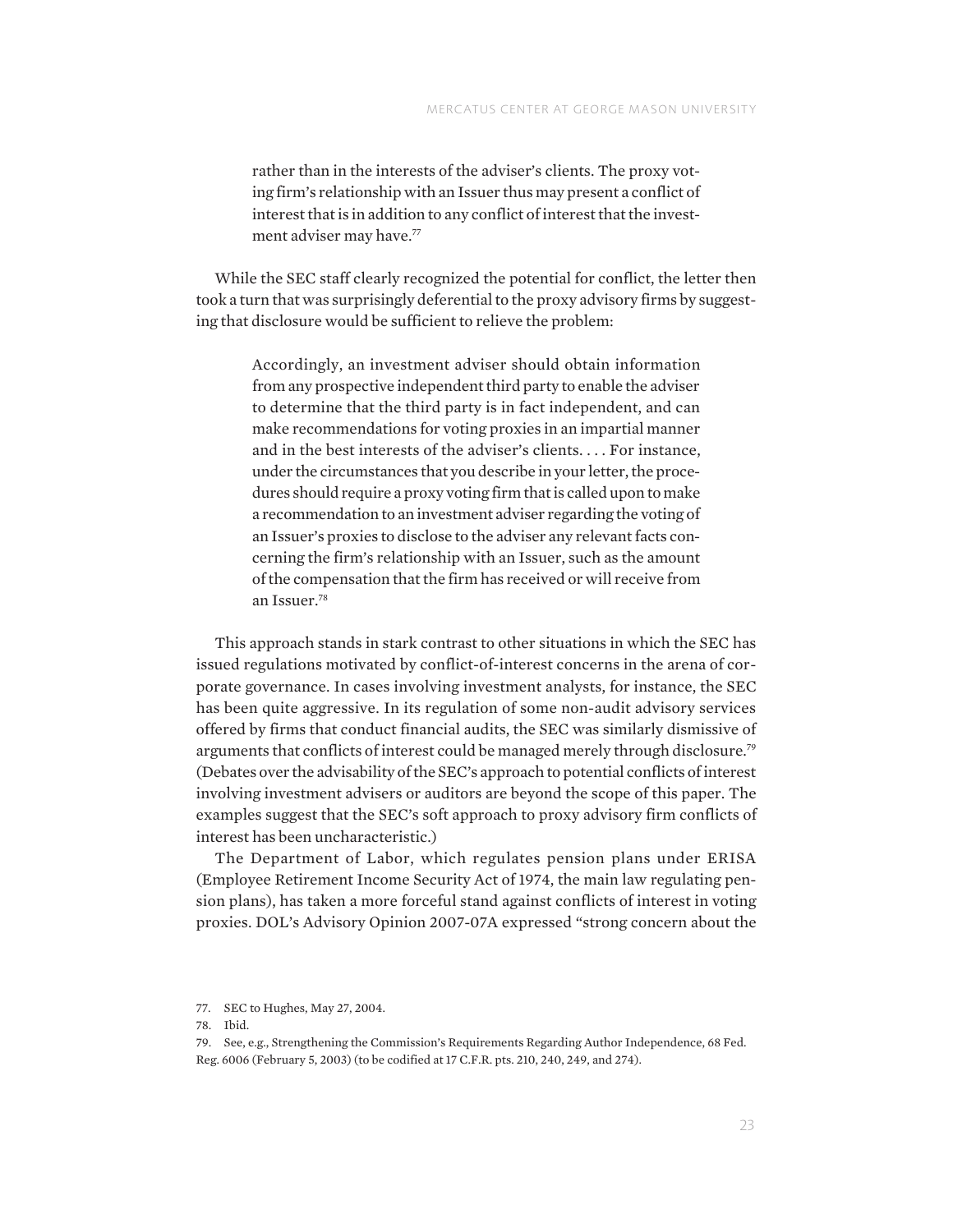> rather than in the interests of the adviser's clients. The proxy voting firm's relationship with an Issuer thus may present a conflict of interest that is in addition to any conflict of interest that the investment adviser may have.[77]

While the SEC staff clearly recognized the potential for conflict, the letter then took a turn that was surprisingly deferential to the proxy advisory firms by suggesting that disclosure would be sufficient to relieve the problem:

> Accordingly, an investment adviser should obtain information from any prospective independent third party to enable the adviser to determine that the third party is in fact independent, and can make recommendations for voting proxies in an impartial manner and in the best interests of the adviser's clients. . . . For instance, under the circumstances that you describe in your letter, the procedures should require a proxy voting firm that is called upon to make a recommendation to an investment adviser regarding the voting of an Issuer's proxies to disclose to the adviser any relevant facts concerning the firm's relationship with an Issuer, such as the amount of the compensation that the firm has received or will receive from an Issuer.[78]

This approach stands in stark contrast to other situations in which the SEC has issued regulations motivated by conflict-of-interest concerns in the arena of corporate governance. In cases involving investment analysts, for instance, the SEC has been quite aggressive. In its regulation of some non-audit advisory services offered by firms that conduct financial audits, the SEC was similarly dismissive of arguments that conflicts of interest could be managed merely through disclosure.[79] (Debates over the advisability of the SEC's approach to potential conflicts of interest involving investment advisers or auditors are beyond the scope of this paper. The examples suggest that the SEC's soft approach to proxy advisory firm conflicts of interest has been uncharacteristic.)

The Department of Labor, which regulates pension plans under ERISA (Employee Retirement Income Security Act of 1974, the main law regulating pension plans), has taken a more forceful stand against conflicts of interest in voting proxies. DOL's Advisory Opinion 2007-07A expressed "strong concern about the

77. SEC to Hughes, May 27, 2004.

78. Ibid.

79. See, e.g., Strengthening the Commission's Requirements Regarding Author Independence, 68 Fed. Reg. 6006 (February 5, 2003) (to be codified at 17 C.F.R. pts. 210, 240, 249, and 274).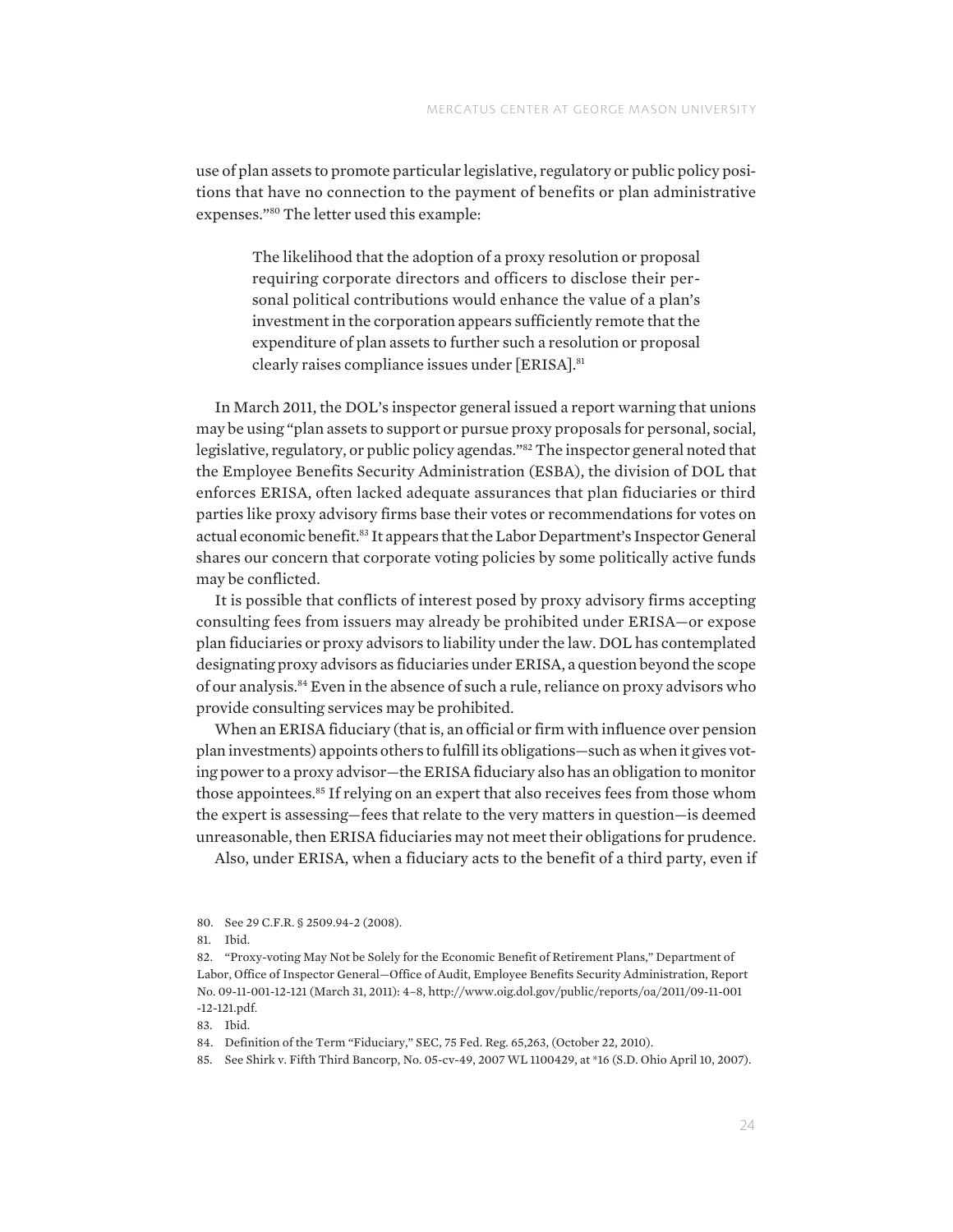use of plan assets to promote particular legislative, regulatory or public policy positions that have no connection to the payment of benefits or plan administrative expenses."[80] The letter used this example:

> The likelihood that the adoption of a proxy resolution or proposal requiring corporate directors and officers to disclose their personal political contributions would enhance the value of a plan's investment in the corporation appears sufficiently remote that the expenditure of plan assets to further such a resolution or proposal clearly raises compliance issues under [ERISA].[81]

In March 2011, the DOL's inspector general issued a report warning that unions may be using "plan assets to support or pursue proxy proposals for personal, social, legislative, regulatory, or public policy agendas."[82] The inspector general noted that the Employee Benefits Security Administration (ESBA), the division of DOL that enforces ERISA, often lacked adequate assurances that plan fiduciaries or third parties like proxy advisory firms base their votes or recommendations for votes on actual economic benefit.[83] It appears that the Labor Department's Inspector General shares our concern that corporate voting policies by some politically active funds may be conflicted.

It is possible that conflicts of interest posed by proxy advisory firms accepting consulting fees from issuers may already be prohibited under ERISA—or expose plan fiduciaries or proxy advisors to liability under the law. DOL has contemplated designating proxy advisors as fiduciaries under ERISA, a question beyond the scope of our analysis.[84] Even in the absence of such a rule, reliance on proxy advisors who provide consulting services may be prohibited.

When an ERISA fiduciary (that is, an official or firm with influence over pension plan investments) appoints others to fulfill its obligations—such as when it gives voting power to a proxy advisor—the ERISA fiduciary also has an obligation to monitor those appointees.[85] If relying on an expert that also receives fees from those whom the expert is assessing—fees that relate to the very matters in question—is deemed unreasonable, then ERISA fiduciaries may not meet their obligations for prudence.

Also, under ERISA, when a fiduciary acts to the benefit of a third party, even if

80. See 29 C.F.R. § 2509.94-2 (2008).

81. Ibid.

82. "Proxy-voting May Not be Solely for the Economic Benefit of Retirement Plans," Department of Labor, Office of Inspector General—Office of Audit, Employee Benefits Security Administration, Report No. 09-11-001-12-121 (March 31, 2011): 4–8, http://www.oig.dol.gov/public/reports/oa/2011/09-11-001-12-121.pdf.

83. Ibid.

84. Definition of the Term "Fiduciary," SEC, 75 Fed. Reg. 65,263, (October 22, 2010).

85. See Shirk v. Fifth Third Bancorp, No. 05-cv-49, 2007 WL 1100429, at *16 (S.D. Ohio April 10, 2007).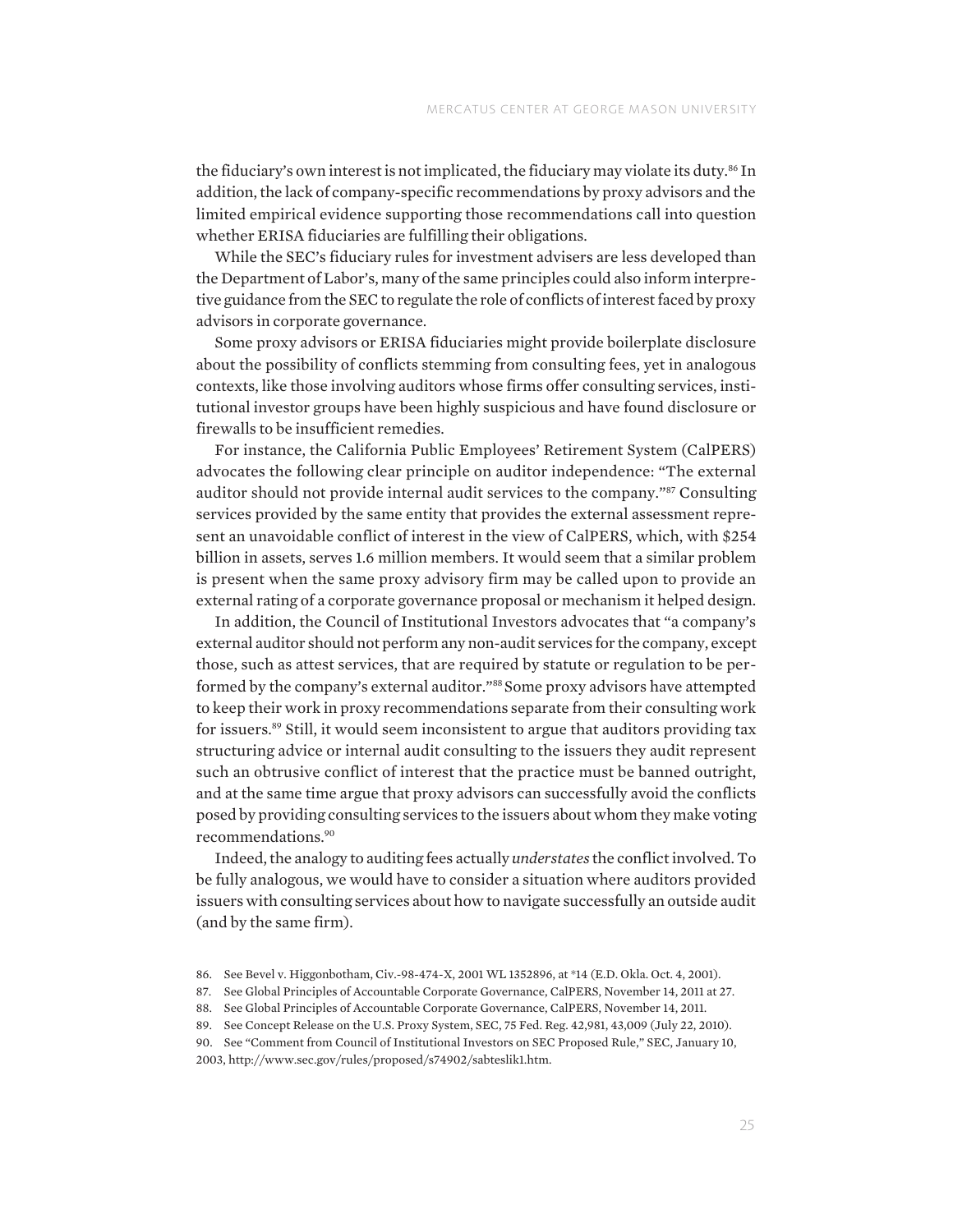the fiduciary's own interest is not implicated, the fiduciary may violate its duty.[86] In addition, the lack of company-specific recommendations by proxy advisors and the limited empirical evidence supporting those recommendations call into question whether ERISA fiduciaries are fulfilling their obligations.

While the SEC's fiduciary rules for investment advisers are less developed than the Department of Labor's, many of the same principles could also inform interpretive guidance from the SEC to regulate the role of conflicts of interest faced by proxy advisors in corporate governance.

Some proxy advisors or ERISA fiduciaries might provide boilerplate disclosure about the possibility of conflicts stemming from consulting fees, yet in analogous contexts, like those involving auditors whose firms offer consulting services, institutional investor groups have been highly suspicious and have found disclosure or firewalls to be insufficient remedies.

For instance, the California Public Employees' Retirement System (CalPERS) advocates the following clear principle on auditor independence: "The external auditor should not provide internal audit services to the company."[87] Consulting services provided by the same entity that provides the external assessment represent an unavoidable conflict of interest in the view of CalPERS, which, with $254 billion in assets, serves 1.6 million members. It would seem that a similar problem is present when the same proxy advisory firm may be called upon to provide an external rating of a corporate governance proposal or mechanism it helped design.

In addition, the Council of Institutional Investors advocates that "a company's external auditor should not perform any non-audit services for the company, except those, such as attest services, that are required by statute or regulation to be performed by the company's external auditor."[88] Some proxy advisors have attempted to keep their work in proxy recommendations separate from their consulting work for issuers.[89] Still, it would seem inconsistent to argue that auditors providing tax structuring advice or internal audit consulting to the issuers they audit represent such an obtrusive conflict of interest that the practice must be banned outright, and at the same time argue that proxy advisors can successfully avoid the conflicts posed by providing consulting services to the issuers about whom they make voting recommendations.[90]

Indeed, the analogy to auditing fees actually *understates* the conflict involved. To be fully analogous, we would have to consider a situation where auditors provided issuers with consulting services about how to navigate successfully an outside audit (and by the same firm).

86. See Bevel v. Higgonbotham, Civ.-98-474-X, 2001 WL 1352896, at *14 (E.D. Okla. Oct. 4, 2001).

87. See Global Principles of Accountable Corporate Governance, CalPERS, November 14, 2011 at 27.

88. See Global Principles of Accountable Corporate Governance, CalPERS, November 14, 2011.

89. See Concept Release on the U.S. Proxy System, SEC, 75 Fed. Reg. 42,981, 43,009 (July 22, 2010).

90. See "Comment from Council of Institutional Investors on SEC Proposed Rule," SEC, January 10, 2003, http://www.sec.gov/rules/proposed/s74902/sabteslik1.htm.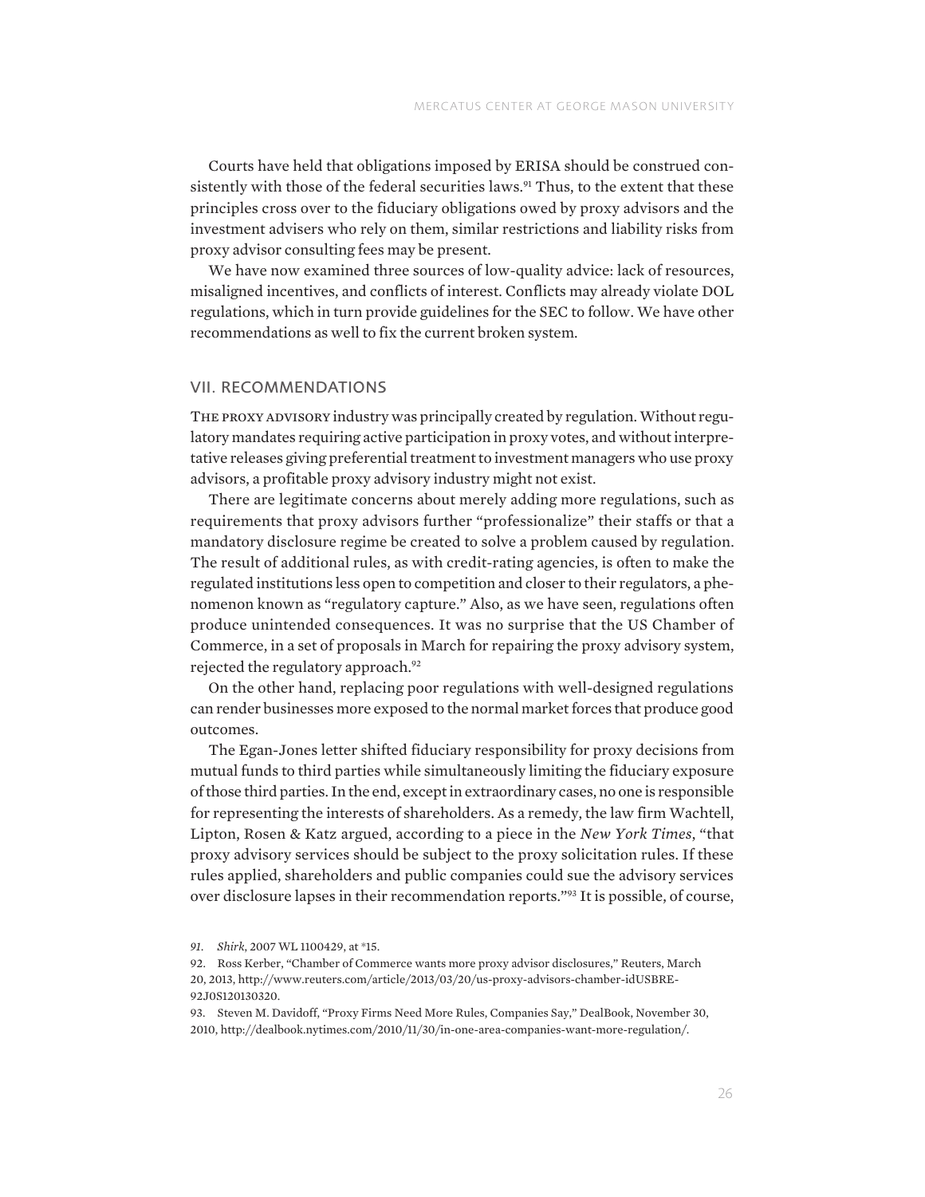Courts have held that obligations imposed by ERISA should be construed consistently with those of the federal securities laws.[91] Thus, to the extent that these principles cross over to the fiduciary obligations owed by proxy advisors and the investment advisers who rely on them, similar restrictions and liability risks from proxy advisor consulting fees may be present.

We have now examined three sources of low-quality advice: lack of resources, misaligned incentives, and conflicts of interest. Conflicts may already violate DOL regulations, which in turn provide guidelines for the SEC to follow. We have other recommendations as well to fix the current broken system.

## VII. RECOMMENDATIONS

The proxy advisory industry was principally created by regulation. Without regulatory mandates requiring active participation in proxy votes, and without interpretative releases giving preferential treatment to investment managers who use proxy advisors, a profitable proxy advisory industry might not exist.

There are legitimate concerns about merely adding more regulations, such as requirements that proxy advisors further "professionalize" their staffs or that a mandatory disclosure regime be created to solve a problem caused by regulation. The result of additional rules, as with credit-rating agencies, is often to make the regulated institutions less open to competition and closer to their regulators, a phenomenon known as "regulatory capture." Also, as we have seen, regulations often produce unintended consequences. It was no surprise that the US Chamber of Commerce, in a set of proposals in March for repairing the proxy advisory system, rejected the regulatory approach.[92]

On the other hand, replacing poor regulations with well-designed regulations can render businesses more exposed to the normal market forces that produce good outcomes.

The Egan-Jones letter shifted fiduciary responsibility for proxy decisions from mutual funds to third parties while simultaneously limiting the fiduciary exposure of those third parties. In the end, except in extraordinary cases, no one is responsible for representing the interests of shareholders. As a remedy, the law firm Wachtell, Lipton, Rosen & Katz argued, according to a piece in the *New York Times*, "that proxy advisory services should be subject to the proxy solicitation rules. If these rules applied, shareholders and public companies could sue the advisory services over disclosure lapses in their recommendation reports."[93] It is possible, of course,

91. *Shirk*, 2007 WL 1100429, at *15.

92. Ross Kerber, "Chamber of Commerce wants more proxy advisor disclosures," Reuters, March 20, 2013, http://www.reuters.com/article/2013/03/20/us-proxy-advisors-chamber-idUSBRE92J0S120130320.

93. Steven M. Davidoff, "Proxy Firms Need More Rules, Companies Say," DealBook, November 30, 2010, http://dealbook.nytimes.com/2010/11/30/in-one-area-companies-want-more-regulation/.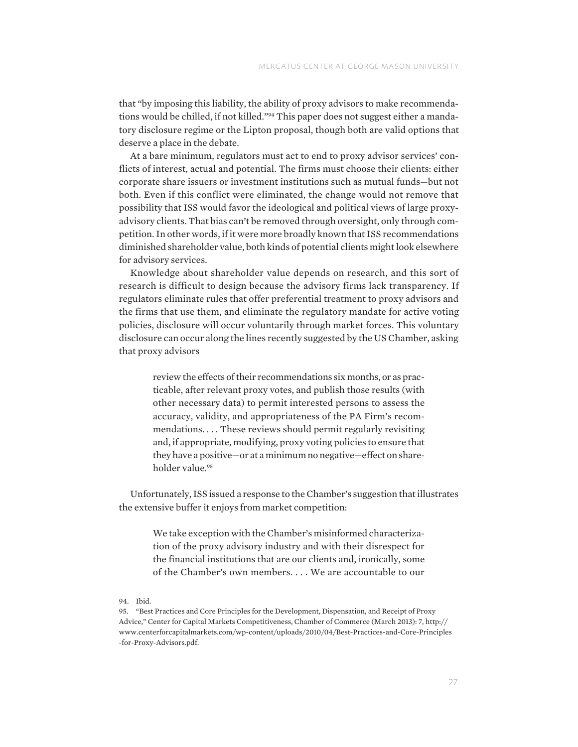that "by imposing this liability, the ability of proxy advisors to make recommendations would be chilled, if not killed."[94] This paper does not suggest either a mandatory disclosure regime or the Lipton proposal, though both are valid options that deserve a place in the debate.

At a bare minimum, regulators must act to end to proxy advisor services' conflicts of interest, actual and potential. The firms must choose their clients: either corporate share issuers or investment institutions such as mutual funds—but not both. Even if this conflict were eliminated, the change would not remove that possibility that ISS would favor the ideological and political views of large proxy-advisory clients. That bias can't be removed through oversight, only through competition. In other words, if it were more broadly known that ISS recommendations diminished shareholder value, both kinds of potential clients might look elsewhere for advisory services.

Knowledge about shareholder value depends on research, and this sort of research is difficult to design because the advisory firms lack transparency. If regulators eliminate rules that offer preferential treatment to proxy advisors and the firms that use them, and eliminate the regulatory mandate for active voting policies, disclosure will occur voluntarily through market forces. This voluntary disclosure can occur along the lines recently suggested by the US Chamber, asking that proxy advisors

> review the effects of their recommendations six months, or as practicable, after relevant proxy votes, and publish those results (with other necessary data) to permit interested persons to assess the accuracy, validity, and appropriateness of the PA Firm's recommendations. . . . These reviews should permit regularly revisiting and, if appropriate, modifying, proxy voting policies to ensure that they have a positive—or at a minimum no negative—effect on shareholder value.[95]

Unfortunately, ISS issued a response to the Chamber's suggestion that illustrates the extensive buffer it enjoys from market competition:

> We take exception with the Chamber's misinformed characterization of the proxy advisory industry and with their disrespect for the financial institutions that are our clients and, ironically, some of the Chamber's own members. . . . We are accountable to our

94. Ibid.

95. "Best Practices and Core Principles for the Development, Dispensation, and Receipt of Proxy Advice," Center for Capital Markets Competitiveness, Chamber of Commerce (March 2013): 7, http://www.centerforcapitalmarkets.com/wp-content/uploads/2010/04/Best-Practices-and-Core-Principles-for-Proxy-Advisors.pdf.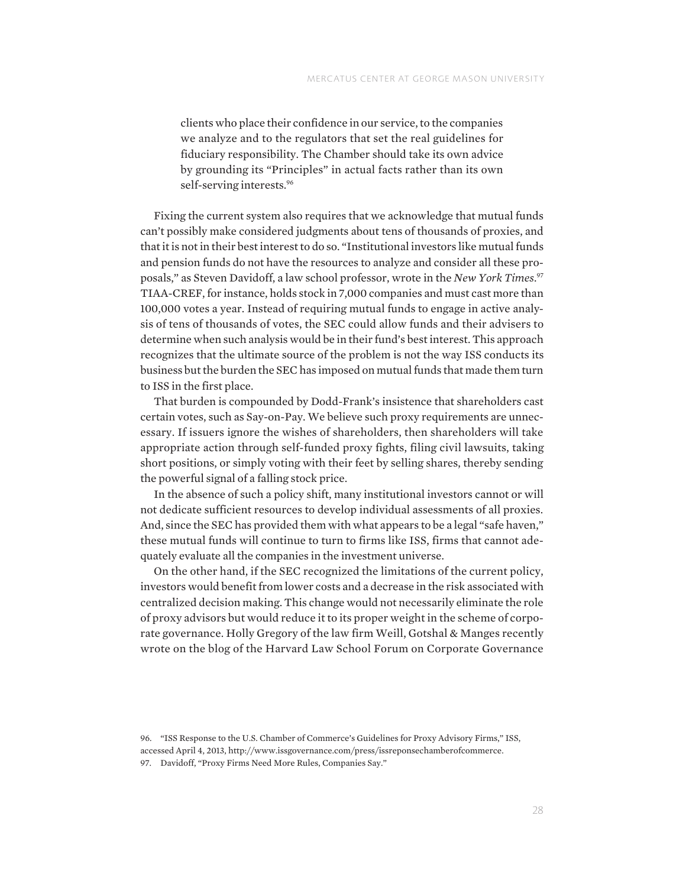> clients who place their confidence in our service, to the companies we analyze and to the regulators that set the real guidelines for fiduciary responsibility. The Chamber should take its own advice by grounding its "Principles" in actual facts rather than its own self-serving interests.[96]

Fixing the current system also requires that we acknowledge that mutual funds can't possibly make considered judgments about tens of thousands of proxies, and that it is not in their best interest to do so. "Institutional investors like mutual funds and pension funds do not have the resources to analyze and consider all these proposals," as Steven Davidoff, a law school professor, wrote in the *New York Times*.[97] TIAA-CREF, for instance, holds stock in 7,000 companies and must cast more than 100,000 votes a year. Instead of requiring mutual funds to engage in active analysis of tens of thousands of votes, the SEC could allow funds and their advisers to determine when such analysis would be in their fund's best interest. This approach recognizes that the ultimate source of the problem is not the way ISS conducts its business but the burden the SEC has imposed on mutual funds that made them turn to ISS in the first place.

That burden is compounded by Dodd-Frank's insistence that shareholders cast certain votes, such as Say-on-Pay. We believe such proxy requirements are unnecessary. If issuers ignore the wishes of shareholders, then shareholders will take appropriate action through self-funded proxy fights, filing civil lawsuits, taking short positions, or simply voting with their feet by selling shares, thereby sending the powerful signal of a falling stock price.

In the absence of such a policy shift, many institutional investors cannot or will not dedicate sufficient resources to develop individual assessments of all proxies. And, since the SEC has provided them with what appears to be a legal "safe haven," these mutual funds will continue to turn to firms like ISS, firms that cannot adequately evaluate all the companies in the investment universe.

On the other hand, if the SEC recognized the limitations of the current policy, investors would benefit from lower costs and a decrease in the risk associated with centralized decision making. This change would not necessarily eliminate the role of proxy advisors but would reduce it to its proper weight in the scheme of corporate governance. Holly Gregory of the law firm Weill, Gotshal & Manges recently wrote on the blog of the Harvard Law School Forum on Corporate Governance

96. "ISS Response to the U.S. Chamber of Commerce's Guidelines for Proxy Advisory Firms," ISS, accessed April 4, 2013, http://www.issgovernance.com/press/issreponsechamberofcommerce.

97. Davidoff, "Proxy Firms Need More Rules, Companies Say."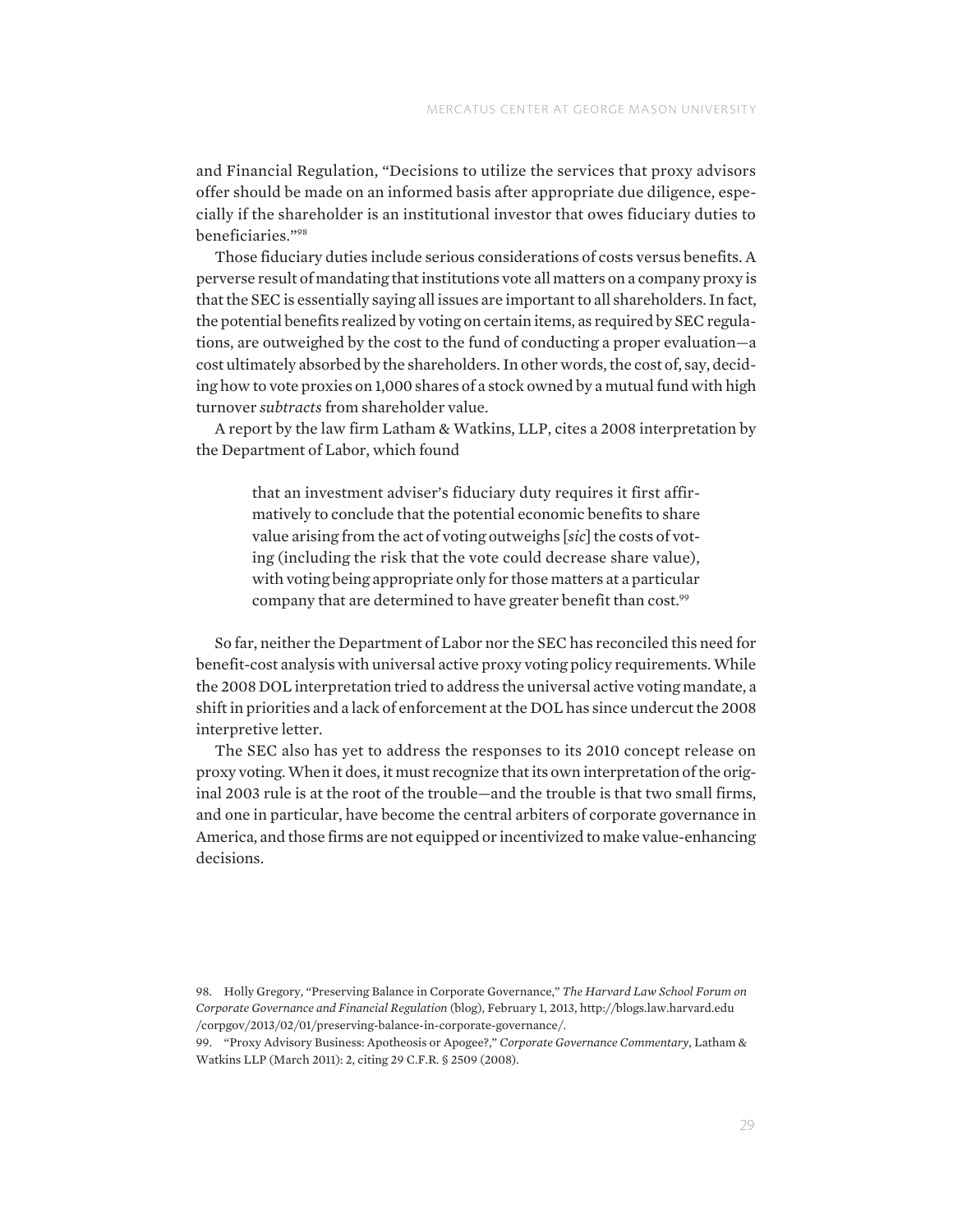and Financial Regulation, "Decisions to utilize the services that proxy advisors offer should be made on an informed basis after appropriate due diligence, especially if the shareholder is an institutional investor that owes fiduciary duties to beneficiaries."[98]

Those fiduciary duties include serious considerations of costs versus benefits. A perverse result of mandating that institutions vote all matters on a company proxy is that the SEC is essentially saying all issues are important to all shareholders. In fact, the potential benefits realized by voting on certain items, as required by SEC regulations, are outweighed by the cost to the fund of conducting a proper evaluation—a cost ultimately absorbed by the shareholders. In other words, the cost of, say, deciding how to vote proxies on 1,000 shares of a stock owned by a mutual fund with high turnover *subtracts* from shareholder value.

A report by the law firm Latham & Watkins, LLP, cites a 2008 interpretation by the Department of Labor, which found

> that an investment adviser's fiduciary duty requires it first affirmatively to conclude that the potential economic benefits to share value arising from the act of voting outweighs [*sic*] the costs of voting (including the risk that the vote could decrease share value), with voting being appropriate only for those matters at a particular company that are determined to have greater benefit than cost.[99]

So far, neither the Department of Labor nor the SEC has reconciled this need for benefit-cost analysis with universal active proxy voting policy requirements. While the 2008 DOL interpretation tried to address the universal active voting mandate, a shift in priorities and a lack of enforcement at the DOL has since undercut the 2008 interpretive letter.

The SEC also has yet to address the responses to its 2010 concept release on proxy voting. When it does, it must recognize that its own interpretation of the original 2003 rule is at the root of the trouble—and the trouble is that two small firms, and one in particular, have become the central arbiters of corporate governance in America, and those firms are not equipped or incentivized to make value-enhancing decisions.

98. Holly Gregory, "Preserving Balance in Corporate Governance," *The Harvard Law School Forum on Corporate Governance and Financial Regulation* (blog), February 1, 2013, http://blogs.law.harvard.edu/corpgov/2013/02/01/preserving-balance-in-corporate-governance/.

99. "Proxy Advisory Business: Apotheosis or Apogee?," *Corporate Governance Commentary*, Latham & Watkins LLP (March 2011): 2, citing 29 C.F.R. § 2509 (2008).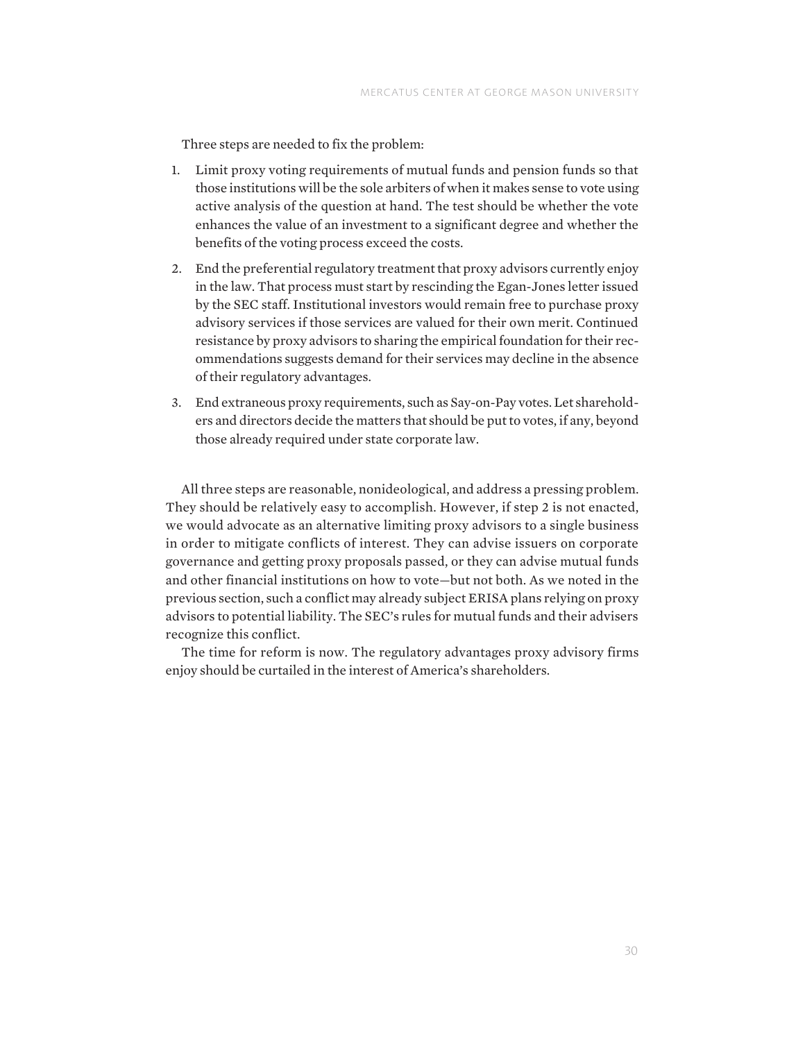Three steps are needed to fix the problem:

1. Limit proxy voting requirements of mutual funds and pension funds so that those institutions will be the sole arbiters of when it makes sense to vote using active analysis of the question at hand. The test should be whether the vote enhances the value of an investment to a significant degree and whether the benefits of the voting process exceed the costs.
2. End the preferential regulatory treatment that proxy advisors currently enjoy in the law. That process must start by rescinding the Egan-Jones letter issued by the SEC staff. Institutional investors would remain free to purchase proxy advisory services if those services are valued for their own merit. Continued resistance by proxy advisors to sharing the empirical foundation for their recommendations suggests demand for their services may decline in the absence of their regulatory advantages.
3. End extraneous proxy requirements, such as Say-on-Pay votes. Let shareholders and directors decide the matters that should be put to votes, if any, beyond those already required under state corporate law.

All three steps are reasonable, nonideological, and address a pressing problem. They should be relatively easy to accomplish. However, if step 2 is not enacted, we would advocate as an alternative limiting proxy advisors to a single business in order to mitigate conflicts of interest. They can advise issuers on corporate governance and getting proxy proposals passed, or they can advise mutual funds and other financial institutions on how to vote—but not both. As we noted in the previous section, such a conflict may already subject ERISA plans relying on proxy advisors to potential liability. The SEC's rules for mutual funds and their advisers recognize this conflict.

The time for reform is now. The regulatory advantages proxy advisory firms enjoy should be curtailed in the interest of America's shareholders.